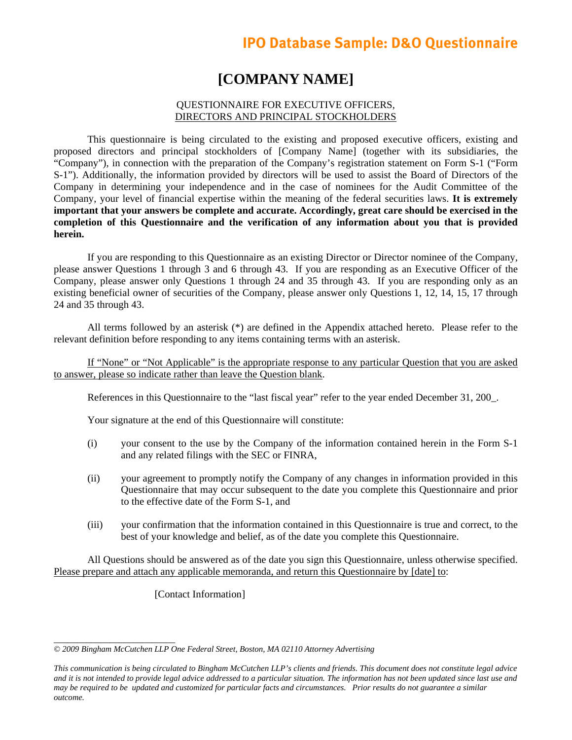# [COMPANY NAME]

QUESTIONNAIRE FOR EXECUTIVE OFFICERS,
<u>DIRECTORS AND PRINCIPAL STOCKHOLDERS</u>

This questionnaire is being circulated to the existing and proposed executive officers, existing and proposed directors and principal stockholders of [Company Name] (together with its subsidiaries, the "Company"), in connection with the preparation of the Company's registration statement on Form S-1 ("Form S-1"). Additionally, the information provided by directors will be used to assist the Board of Directors of the Company in determining your independence and in the case of nominees for the Audit Committee of the Company, your level of financial expertise within the meaning of the federal securities laws. **It is extremely important that your answers be complete and accurate. Accordingly, great care should be exercised in the completion of this Questionnaire and the verification of any information about you that is provided herein.**

If you are responding to this Questionnaire as an existing Director or Director nominee of the Company, please answer Questions 1 through 3 and 6 through 43. If you are responding as an Executive Officer of the Company, please answer only Questions 1 through 24 and 35 through 43. If you are responding only as an existing beneficial owner of securities of the Company, please answer only Questions 1, 12, 14, 15, 17 through 24 and 35 through 43.

All terms followed by an asterisk (*) are defined in the Appendix attached hereto. Please refer to the relevant definition before responding to any items containing terms with an asterisk.

<u>If "None" or "Not Applicable" is the appropriate response to any particular Question that you are asked to answer, please so indicate rather than leave the Question blank</u>.

References in this Questionnaire to the "last fiscal year" refer to the year ended December 31, 200_.

Your signature at the end of this Questionnaire will constitute:

(i) your consent to the use by the Company of the information contained herein in the Form S-1 and any related filings with the SEC or FINRA,

(ii) your agreement to promptly notify the Company of any changes in information provided in this Questionnaire that may occur subsequent to the date you complete this Questionnaire and prior to the effective date of the Form S-1, and

(iii) your confirmation that the information contained in this Questionnaire is true and correct, to the best of your knowledge and belief, as of the date you complete this Questionnaire.

All Questions should be answered as of the date you sign this Questionnaire, unless otherwise specified. <u>Please prepare and attach any applicable memoranda, and return this Questionnaire by [date] to</u>:

[Contact Information]

*© 2009 Bingham McCutchen LLP One Federal Street, Boston, MA 02110 Attorney Advertising*

*This communication is being circulated to Bingham McCutchen LLP's clients and friends. This document does not constitute legal advice and it is not intended to provide legal advice addressed to a particular situation. The information has not been updated since last use and may be required to be updated and customized for particular facts and circumstances. Prior results do not guarantee a similar outcome.*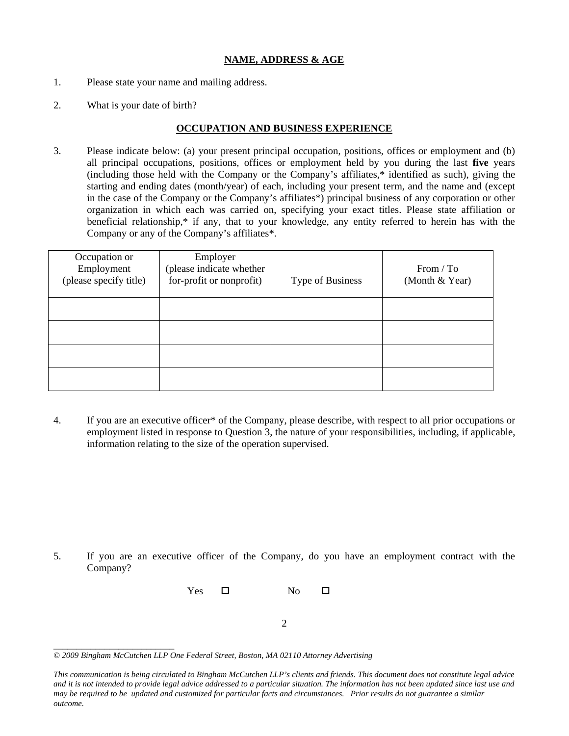## NAME, ADDRESS & AGE

1. Please state your name and mailing address.

2. What is your date of birth?

## OCCUPATION AND BUSINESS EXPERIENCE

3. Please indicate below: (a) your present principal occupation, positions, offices or employment and (b) all principal occupations, positions, offices or employment held by you during the last **five** years (including those held with the Company or the Company's affiliates,* identified as such), giving the starting and ending dates (month/year) of each, including your present term, and the name and (except in the case of the Company or the Company's affiliates*) principal business of any corporation or other organization in which each was carried on, specifying your exact titles. Please state affiliation or beneficial relationship,* if any, that to your knowledge, any entity referred to herein has with the Company or any of the Company's affiliates*.

| Occupation or Employment (please specify title) | Employer (please indicate whether for-profit or nonprofit) | Type of Business | From / To (Month & Year) |
|---|---|---|---|
| | | | |
| | | | |
| | | | |
| | | | |

4. If you are an executive officer* of the Company, please describe, with respect to all prior occupations or employment listed in response to Question 3, the nature of your responsibilities, including, if applicable, information relating to the size of the operation supervised.

5. If you are an executive officer of the Company, do you have an employment contract with the Company?

Yes ☐ No ☐

*© 2009 Bingham McCutchen LLP One Federal Street, Boston, MA 02110 Attorney Advertising*

*This communication is being circulated to Bingham McCutchen LLP's clients and friends. This document does not constitute legal advice and it is not intended to provide legal advice addressed to a particular situation. The information has not been updated since last use and may be required to be updated and customized for particular facts and circumstances. Prior results do not guarantee a similar outcome.*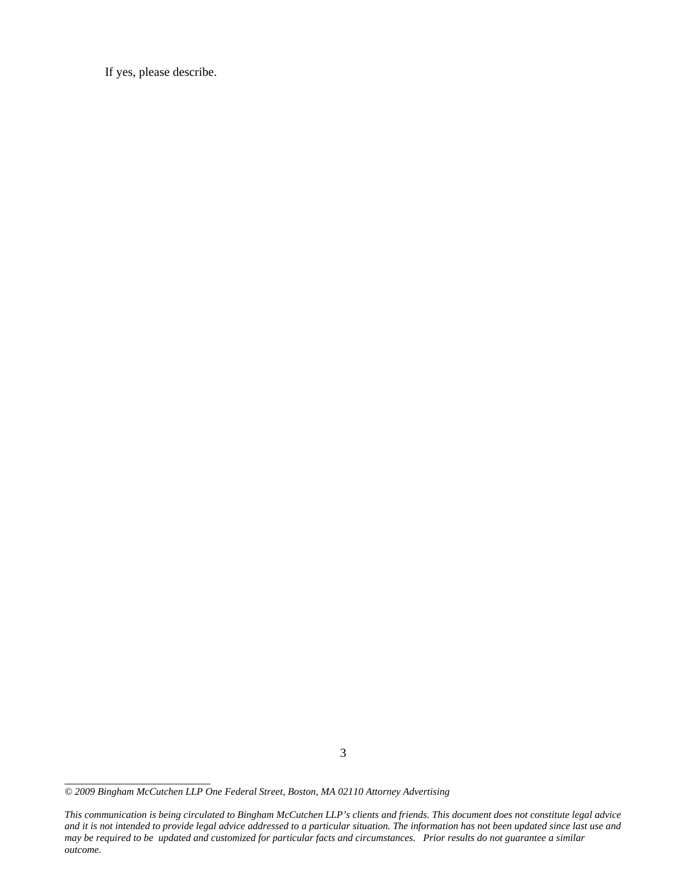If yes, please describe.

---

*© 2009 Bingham McCutchen LLP One Federal Street, Boston, MA 02110 Attorney Advertising*

*This communication is being circulated to Bingham McCutchen LLP's clients and friends. This document does not constitute legal advice and it is not intended to provide legal advice addressed to a particular situation. The information has not been updated since last use and may be required to be updated and customized for particular facts and circumstances. Prior results do not guarantee a similar outcome.*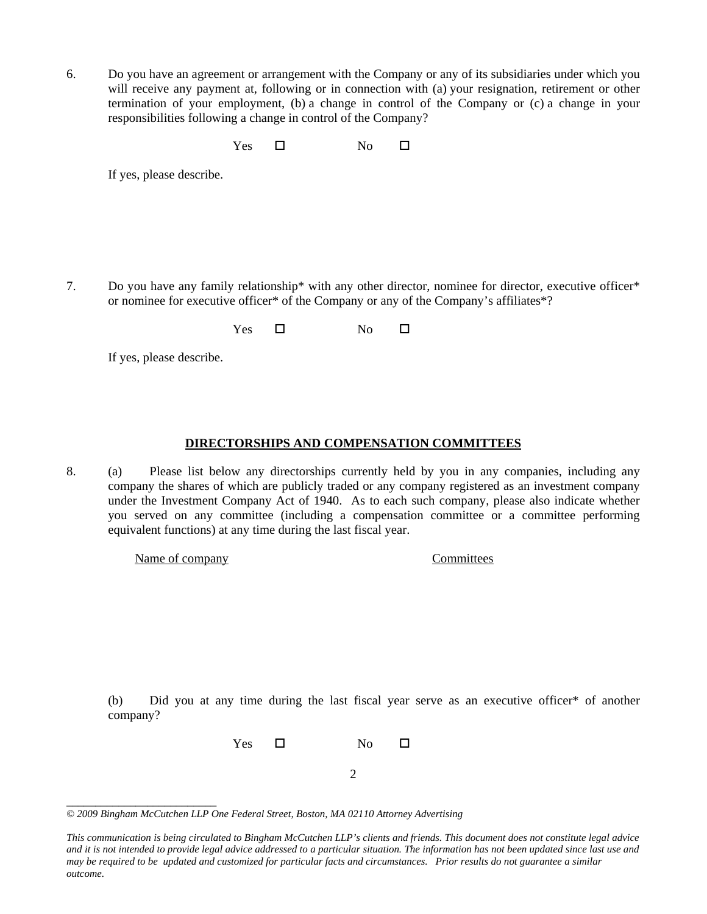6. Do you have an agreement or arrangement with the Company or any of its subsidiaries under which you will receive any payment at, following or in connection with (a) your resignation, retirement or other termination of your employment, (b) a change in control of the Company or (c) a change in your responsibilities following a change in control of the Company?

Yes ☐ No ☐

If yes, please describe.

7. Do you have any family relationship* with any other director, nominee for director, executive officer* or nominee for executive officer* of the Company or any of the Company's affiliates*?

Yes ☐ No ☐

If yes, please describe.

## DIRECTORSHIPS AND COMPENSATION COMMITTEES

8. (a) Please list below any directorships currently held by you in any companies, including any company the shares of which are publicly traded or any company registered as an investment company under the Investment Company Act of 1940. As to each such company, please also indicate whether you served on any committee (including a compensation committee or a committee performing equivalent functions) at any time during the last fiscal year.

| Name of company | Committees |
| --- | --- |
| | |

(b) Did you at any time during the last fiscal year serve as an executive officer* of another company?

Yes ☐ No ☐

*© 2009 Bingham McCutchen LLP One Federal Street, Boston, MA 02110 Attorney Advertising*

*This communication is being circulated to Bingham McCutchen LLP's clients and friends. This document does not constitute legal advice and it is not intended to provide legal advice addressed to a particular situation. The information has not been updated since last use and may be required to be updated and customized for particular facts and circumstances. Prior results do not guarantee a similar outcome.*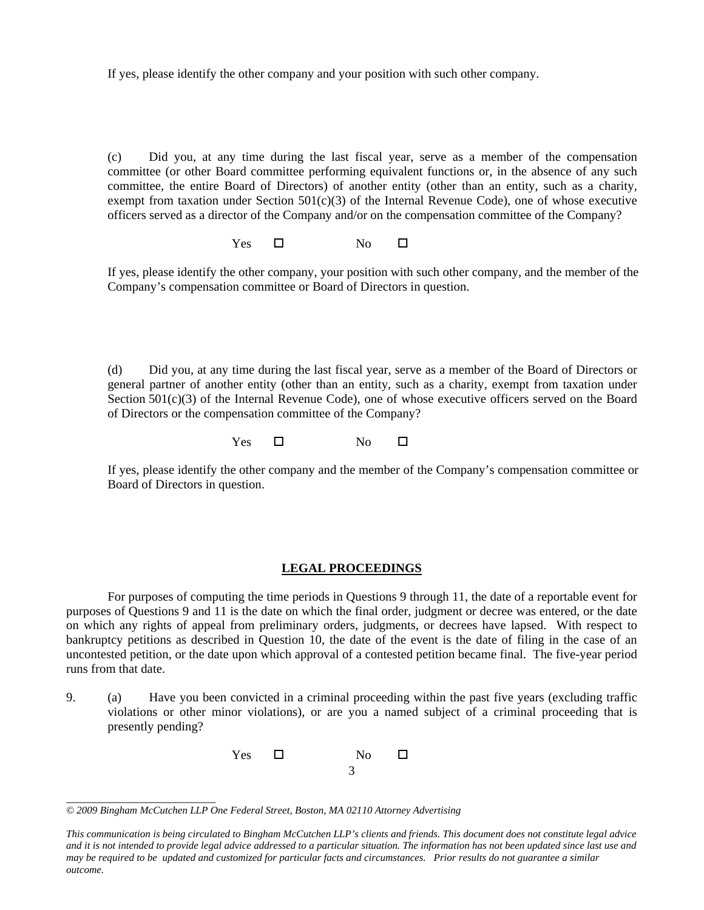If yes, please identify the other company and your position with such other company.

(c) Did you, at any time during the last fiscal year, serve as a member of the compensation committee (or other Board committee performing equivalent functions or, in the absence of any such committee, the entire Board of Directors) of another entity (other than an entity, such as a charity, exempt from taxation under Section 501(c)(3) of the Internal Revenue Code), one of whose executive officers served as a director of the Company and/or on the compensation committee of the Company?

Yes ☐ No ☐

If yes, please identify the other company, your position with such other company, and the member of the Company's compensation committee or Board of Directors in question.

(d) Did you, at any time during the last fiscal year, serve as a member of the Board of Directors or general partner of another entity (other than an entity, such as a charity, exempt from taxation under Section 501(c)(3) of the Internal Revenue Code), one of whose executive officers served on the Board of Directors or the compensation committee of the Company?

Yes ☐ No ☐

If yes, please identify the other company and the member of the Company's compensation committee or Board of Directors in question.

## LEGAL PROCEEDINGS

For purposes of computing the time periods in Questions 9 through 11, the date of a reportable event for purposes of Questions 9 and 11 is the date on which the final order, judgment or decree was entered, or the date on which any rights of appeal from preliminary orders, judgments, or decrees have lapsed. With respect to bankruptcy petitions as described in Question 10, the date of the event is the date of filing in the case of an uncontested petition, or the date upon which approval of a contested petition became final. The five-year period runs from that date.

9. (a) Have you been convicted in a criminal proceeding within the past five years (excluding traffic violations or other minor violations), or are you a named subject of a criminal proceeding that is presently pending?

Yes ☐ No ☐

*© 2009 Bingham McCutchen LLP One Federal Street, Boston, MA 02110 Attorney Advertising*

*This communication is being circulated to Bingham McCutchen LLP's clients and friends. This document does not constitute legal advice and it is not intended to provide legal advice addressed to a particular situation. The information has not been updated since last use and may be required to be updated and customized for particular facts and circumstances. Prior results do not guarantee a similar outcome.*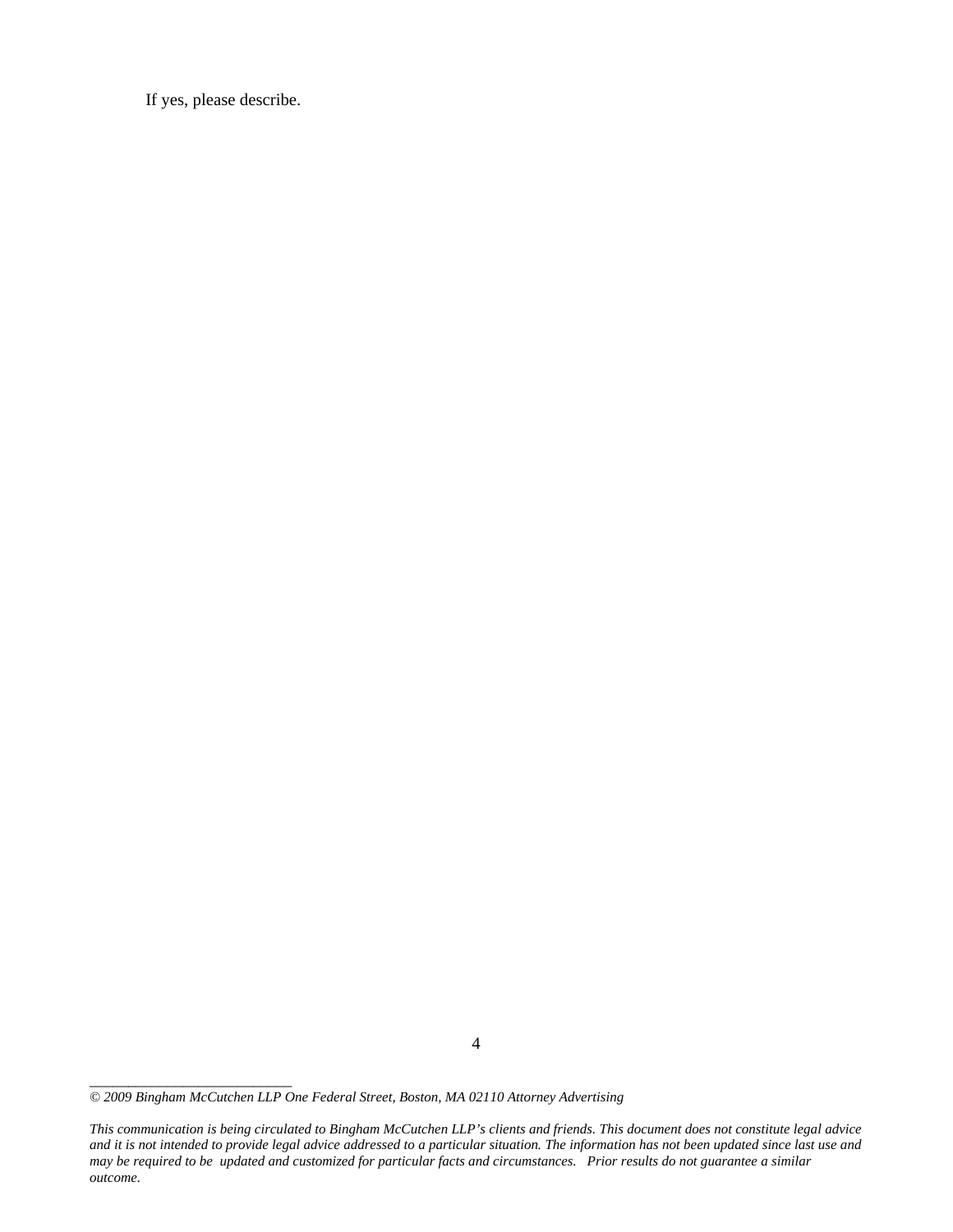If yes, please describe.

---

*© 2009 Bingham McCutchen LLP One Federal Street, Boston, MA 02110 Attorney Advertising*

*This communication is being circulated to Bingham McCutchen LLP's clients and friends. This document does not constitute legal advice and it is not intended to provide legal advice addressed to a particular situation. The information has not been updated since last use and may be required to be updated and customized for particular facts and circumstances. Prior results do not guarantee a similar outcome.*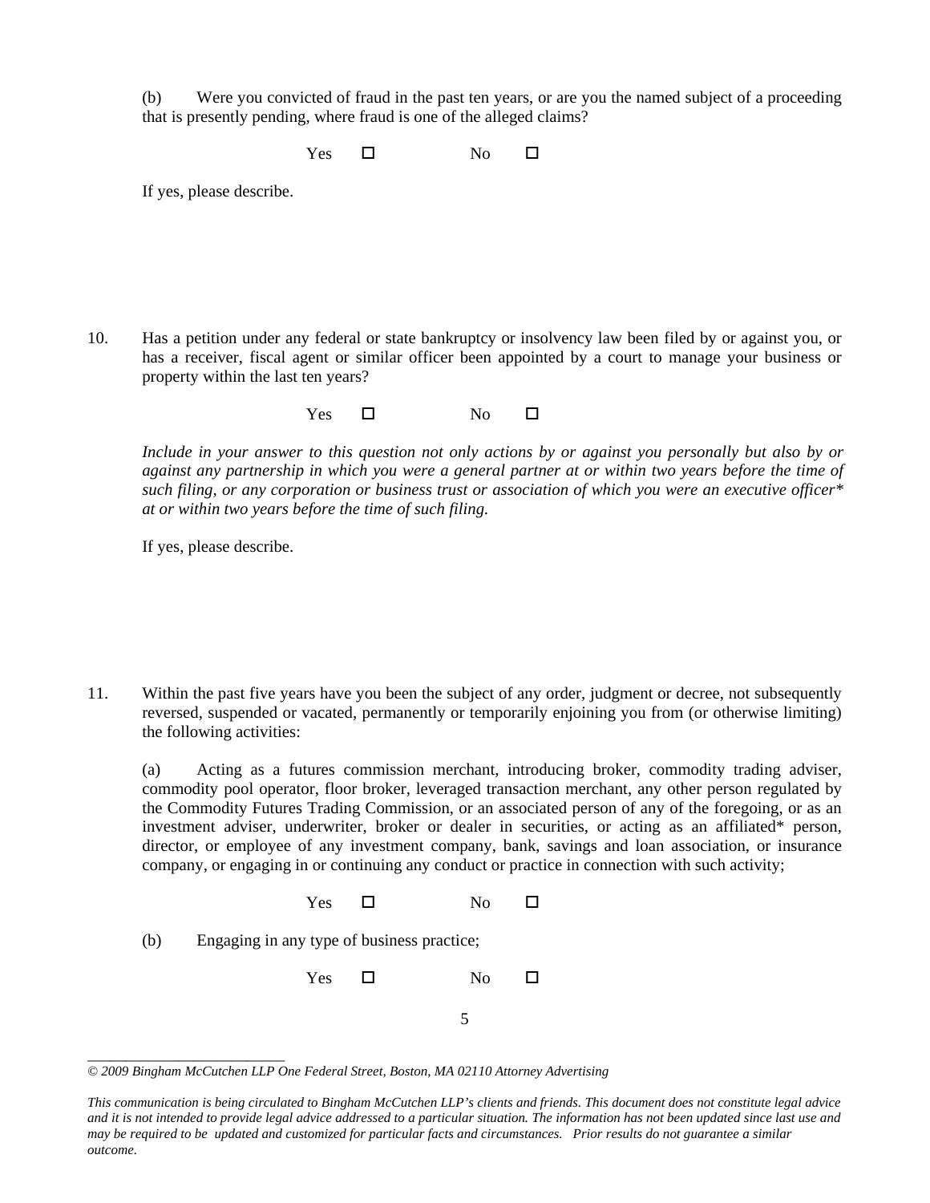(b) Were you convicted of fraud in the past ten years, or are you the named subject of a proceeding that is presently pending, where fraud is one of the alleged claims?

Yes ☐ No ☐

If yes, please describe.

10. Has a petition under any federal or state bankruptcy or insolvency law been filed by or against you, or has a receiver, fiscal agent or similar officer been appointed by a court to manage your business or property within the last ten years?

Yes ☐ No ☐

*Include in your answer to this question not only actions by or against you personally but also by or against any partnership in which you were a general partner at or within two years before the time of such filing, or any corporation or business trust or association of which you were an executive officer* at or within two years before the time of such filing.*

If yes, please describe.

11. Within the past five years have you been the subject of any order, judgment or decree, not subsequently reversed, suspended or vacated, permanently or temporarily enjoining you from (or otherwise limiting) the following activities:

(a) Acting as a futures commission merchant, introducing broker, commodity trading adviser, commodity pool operator, floor broker, leveraged transaction merchant, any other person regulated by the Commodity Futures Trading Commission, or an associated person of any of the foregoing, or as an investment adviser, underwriter, broker or dealer in securities, or acting as an affiliated* person, director, or employee of any investment company, bank, savings and loan association, or insurance company, or engaging in or continuing any conduct or practice in connection with such activity;

Yes ☐ No ☐

(b) Engaging in any type of business practice;

Yes ☐ No ☐

*© 2009 Bingham McCutchen LLP One Federal Street, Boston, MA 02110 Attorney Advertising*

*This communication is being circulated to Bingham McCutchen LLP's clients and friends. This document does not constitute legal advice and it is not intended to provide legal advice addressed to a particular situation. The information has not been updated since last use and may be required to be updated and customized for particular facts and circumstances. Prior results do not guarantee a similar outcome.*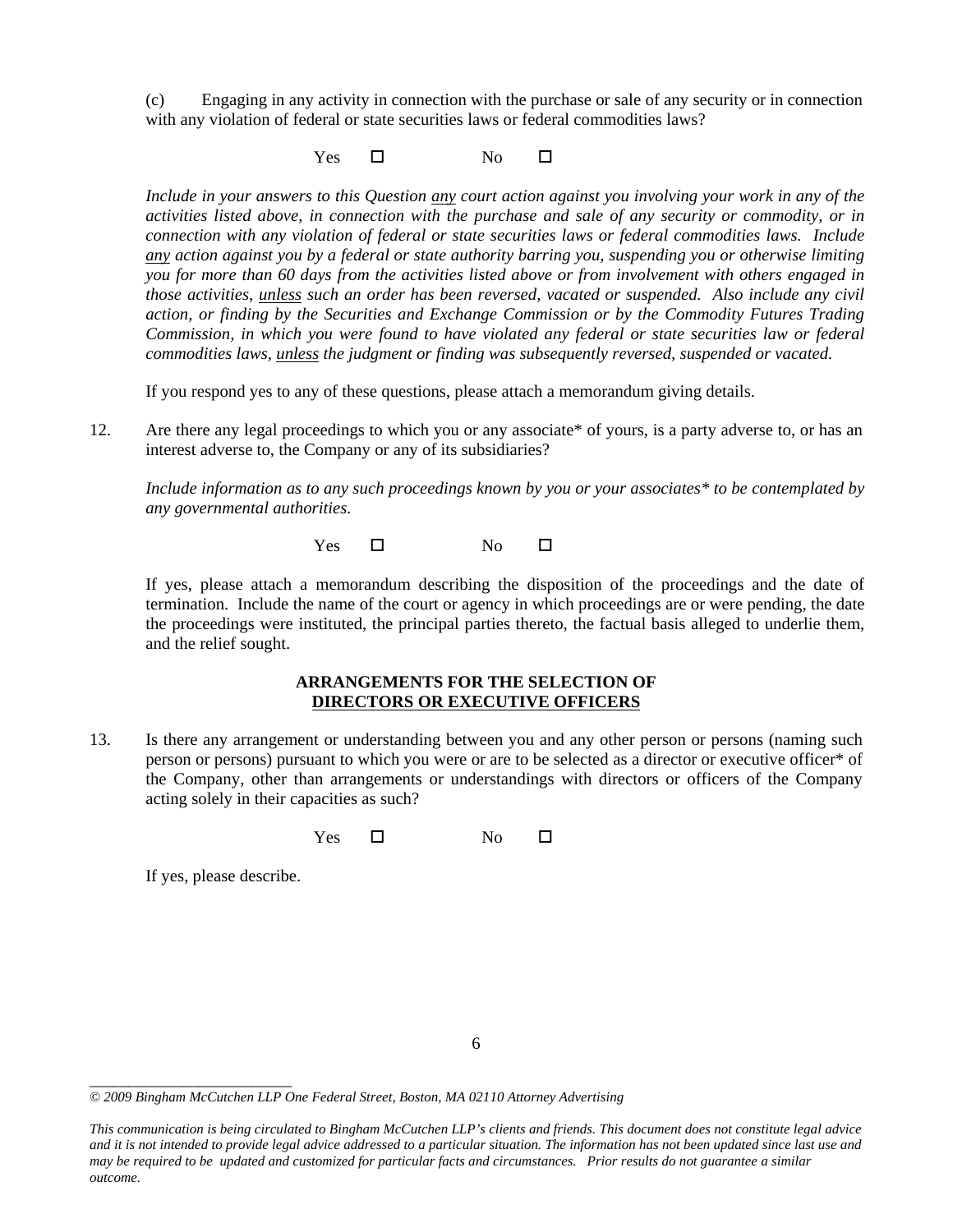(c) Engaging in any activity in connection with the purchase or sale of any security or in connection with any violation of federal or state securities laws or federal commodities laws?

Yes ☐ No ☐

*Include in your answers to this Question* ***any*** *court action against you involving your work in any of the activities listed above, in connection with the purchase and sale of any security or commodity, or in connection with any violation of federal or state securities laws or federal commodities laws. Include* ***any*** *action against you by a federal or state authority barring you, suspending you or otherwise limiting you for more than 60 days from the activities listed above or from involvement with others engaged in those activities,* ***unless*** *such an order has been reversed, vacated or suspended. Also include any civil action, or finding by the Securities and Exchange Commission or by the Commodity Futures Trading Commission, in which you were found to have violated any federal or state securities law or federal commodities laws,* ***unless*** *the judgment or finding was subsequently reversed, suspended or vacated.*

If you respond yes to any of these questions, please attach a memorandum giving details.

12. Are there any legal proceedings to which you or any associate* of yours, is a party adverse to, or has an interest adverse to, the Company or any of its subsidiaries?

*Include information as to any such proceedings known by you or your associates* to be contemplated by any governmental authorities.*

Yes ☐ No ☐

If yes, please attach a memorandum describing the disposition of the proceedings and the date of termination. Include the name of the court or agency in which proceedings are or were pending, the date the proceedings were instituted, the principal parties thereto, the factual basis alleged to underlie them, and the relief sought.

## ARRANGEMENTS FOR THE SELECTION OF DIRECTORS OR EXECUTIVE OFFICERS

13. Is there any arrangement or understanding between you and any other person or persons (naming such person or persons) pursuant to which you were or are to be selected as a director or executive officer* of the Company, other than arrangements or understandings with directors or officers of the Company acting solely in their capacities as such?

Yes ☐ No ☐

If yes, please describe.

*© 2009 Bingham McCutchen LLP One Federal Street, Boston, MA 02110 Attorney Advertising*

*This communication is being circulated to Bingham McCutchen LLP's clients and friends. This document does not constitute legal advice and it is not intended to provide legal advice addressed to a particular situation. The information has not been updated since last use and may be required to be updated and customized for particular facts and circumstances. Prior results do not guarantee a similar outcome.*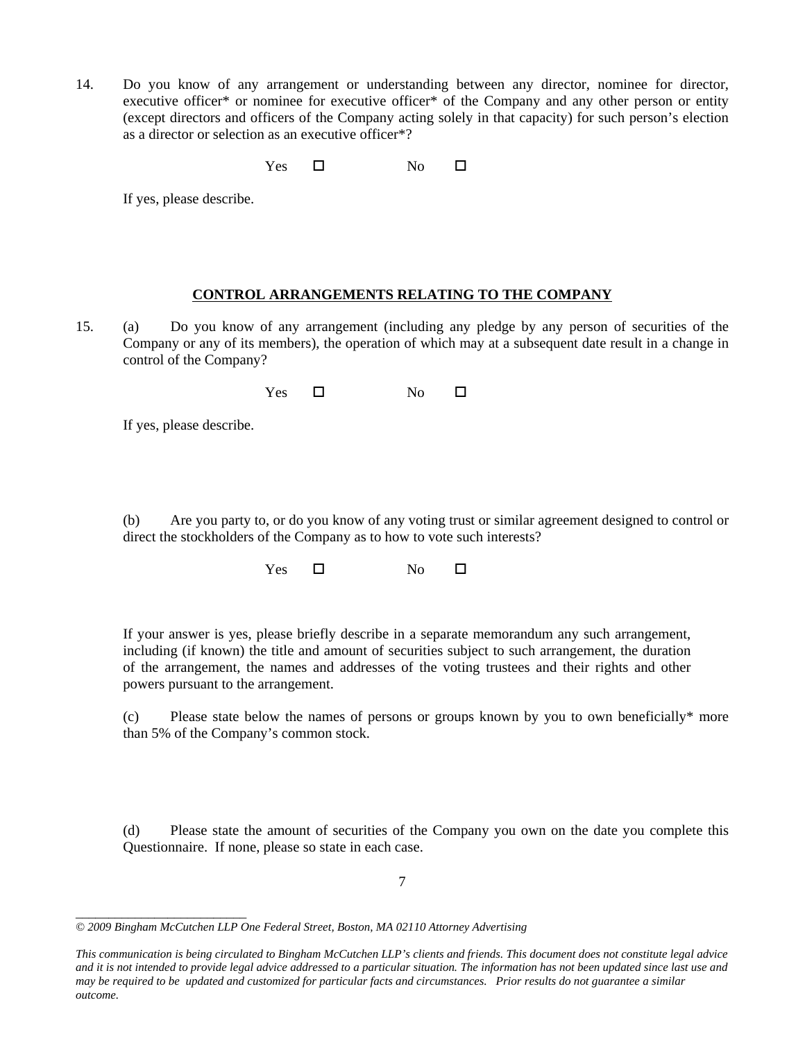14. Do you know of any arrangement or understanding between any director, nominee for director, executive officer* or nominee for executive officer* of the Company and any other person or entity (except directors and officers of the Company acting solely in that capacity) for such person's election as a director or selection as an executive officer*?

Yes ☐ No ☐

If yes, please describe.

**CONTROL ARRANGEMENTS RELATING TO THE COMPANY**

15. (a) Do you know of any arrangement (including any pledge by any person of securities of the Company or any of its members), the operation of which may at a subsequent date result in a change in control of the Company?

Yes ☐ No ☐

If yes, please describe.

(b) Are you party to, or do you know of any voting trust or similar agreement designed to control or direct the stockholders of the Company as to how to vote such interests?

Yes ☐ No ☐

If your answer is yes, please briefly describe in a separate memorandum any such arrangement, including (if known) the title and amount of securities subject to such arrangement, the duration of the arrangement, the names and addresses of the voting trustees and their rights and other powers pursuant to the arrangement.

(c) Please state below the names of persons or groups known by you to own beneficially* more than 5% of the Company's common stock.

(d) Please state the amount of securities of the Company you own on the date you complete this Questionnaire. If none, please so state in each case.

---

*© 2009 Bingham McCutchen LLP One Federal Street, Boston, MA 02110 Attorney Advertising*

*This communication is being circulated to Bingham McCutchen LLP's clients and friends. This document does not constitute legal advice and it is not intended to provide legal advice addressed to a particular situation. The information has not been updated since last use and may be required to be updated and customized for particular facts and circumstances. Prior results do not guarantee a similar outcome.*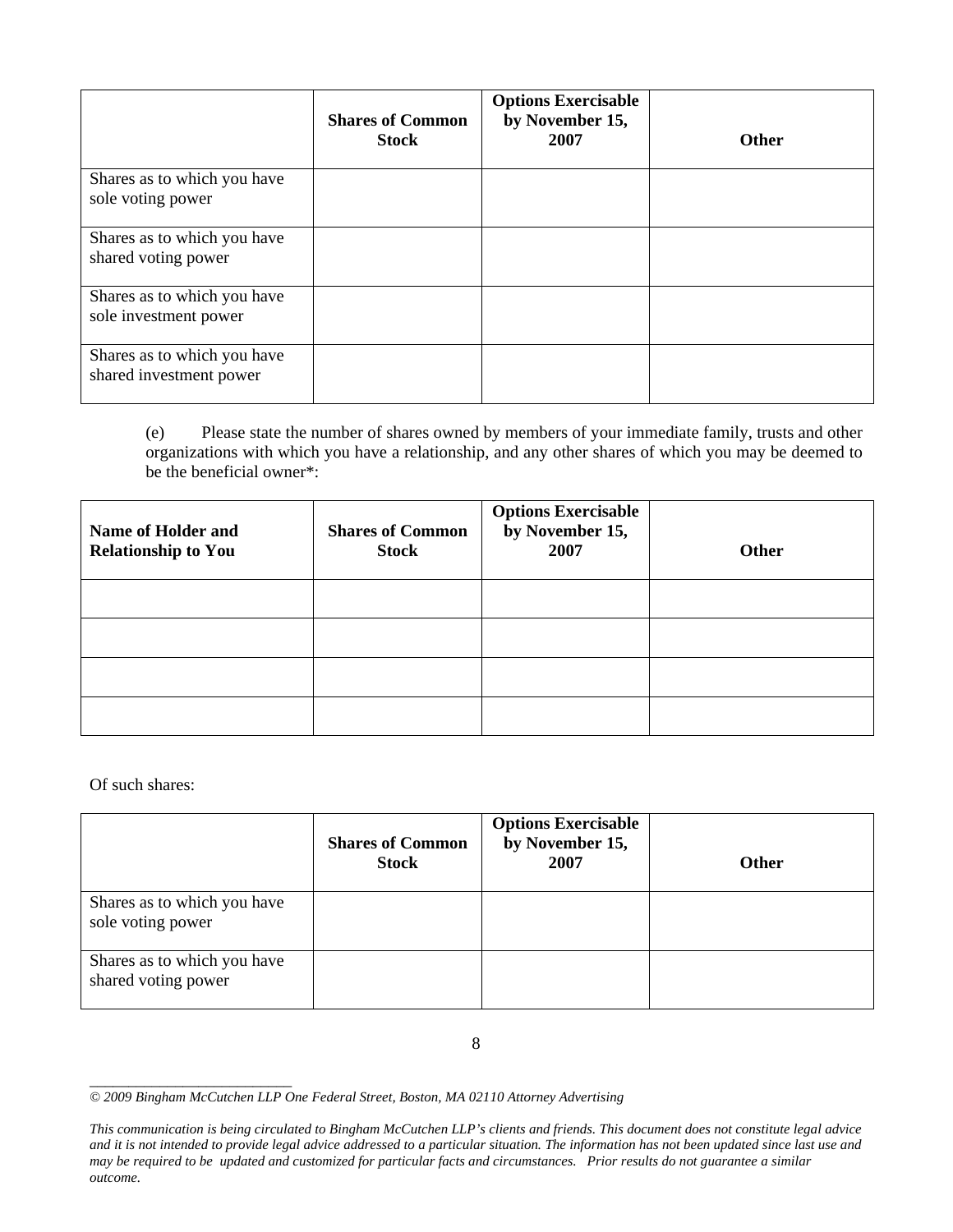| | Shares of Common Stock | Options Exercisable by November 15, 2007 | Other |
|---|---|---|---|
| Shares as to which you have sole voting power | | | |
| Shares as to which you have shared voting power | | | |
| Shares as to which you have sole investment power | | | |
| Shares as to which you have shared investment power | | | |

(e) Please state the number of shares owned by members of your immediate family, trusts and other organizations with which you have a relationship, and any other shares of which you may be deemed to be the beneficial owner*:

| Name of Holder and Relationship to You | Shares of Common Stock | Options Exercisable by November 15, 2007 | Other |
|---|---|---|---|
| | | | |
| | | | |
| | | | |
| | | | |

Of such shares:

| | Shares of Common Stock | Options Exercisable by November 15, 2007 | Other |
|---|---|---|---|
| Shares as to which you have sole voting power | | | |
| Shares as to which you have shared voting power | | | |

*© 2009 Bingham McCutchen LLP One Federal Street, Boston, MA 02110 Attorney Advertising*

*This communication is being circulated to Bingham McCutchen LLP's clients and friends. This document does not constitute legal advice and it is not intended to provide legal advice addressed to a particular situation. The information has not been updated since last use and may be required to be updated and customized for particular facts and circumstances. Prior results do not guarantee a similar outcome.*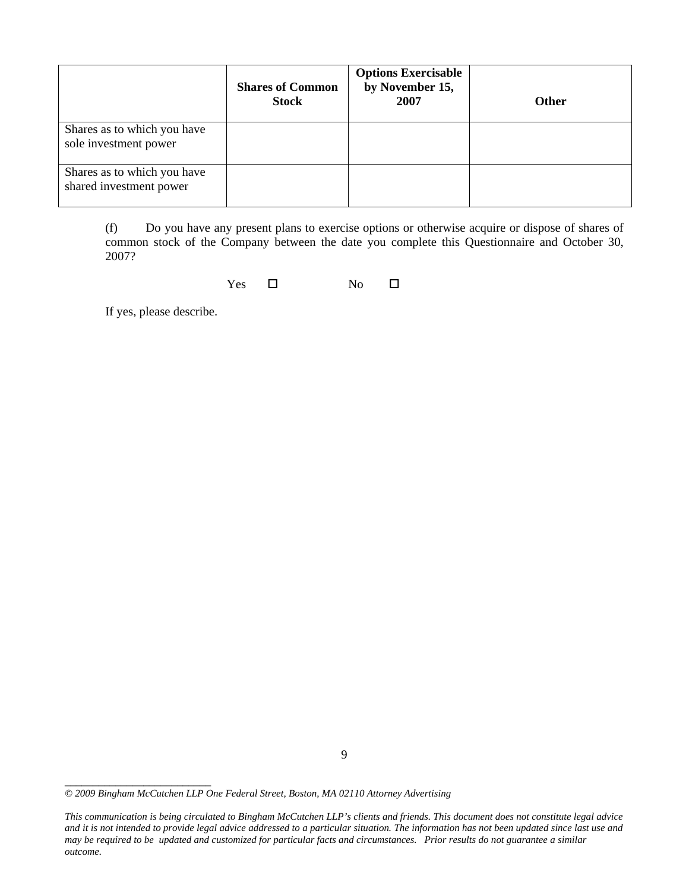| | Shares of Common Stock | Options Exercisable by November 15, 2007 | Other |
|---|---|---|---|
| Shares as to which you have sole investment power | | | |
| Shares as to which you have shared investment power | | | |

(f) Do you have any present plans to exercise options or otherwise acquire or dispose of shares of common stock of the Company between the date you complete this Questionnaire and October 30, 2007?

Yes ☐ No ☐

If yes, please describe.

*© 2009 Bingham McCutchen LLP One Federal Street, Boston, MA 02110 Attorney Advertising*

*This communication is being circulated to Bingham McCutchen LLP's clients and friends. This document does not constitute legal advice and it is not intended to provide legal advice addressed to a particular situation. The information has not been updated since last use and may be required to be updated and customized for particular facts and circumstances. Prior results do not guarantee a similar outcome.*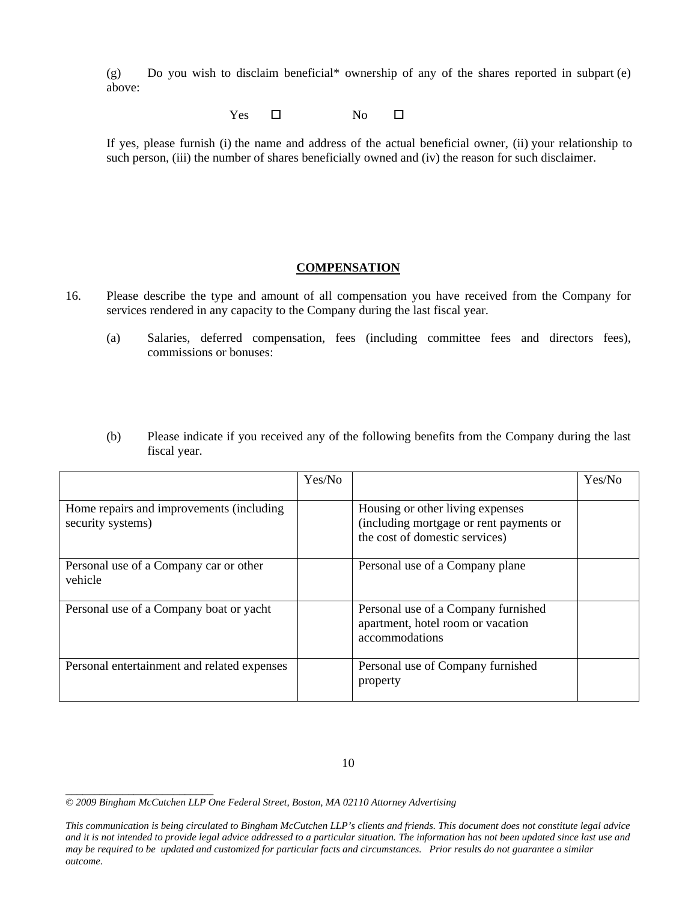(g) Do you wish to disclaim beneficial* ownership of any of the shares reported in subpart (e) above:

Yes ☐ No ☐

If yes, please furnish (i) the name and address of the actual beneficial owner, (ii) your relationship to such person, (iii) the number of shares beneficially owned and (iv) the reason for such disclaimer.

## COMPENSATION

16. Please describe the type and amount of all compensation you have received from the Company for services rendered in any capacity to the Company during the last fiscal year.

    (a) Salaries, deferred compensation, fees (including committee fees and directors fees), commissions or bonuses:

    (b) Please indicate if you received any of the following benefits from the Company during the last fiscal year.

| | Yes/No | | Yes/No |
|---|---|---|---|
| Home repairs and improvements (including security systems) | | Housing or other living expenses (including mortgage or rent payments or the cost of domestic services) | |
| Personal use of a Company car or other vehicle | | Personal use of a Company plane | |
| Personal use of a Company boat or yacht | | Personal use of a Company furnished apartment, hotel room or vacation accommodations | |
| Personal entertainment and related expenses | | Personal use of Company furnished property | |

*© 2009 Bingham McCutchen LLP One Federal Street, Boston, MA 02110 Attorney Advertising*

*This communication is being circulated to Bingham McCutchen LLP's clients and friends. This document does not constitute legal advice and it is not intended to provide legal advice addressed to a particular situation. The information has not been updated since last use and may be required to be updated and customized for particular facts and circumstances. Prior results do not guarantee a similar outcome.*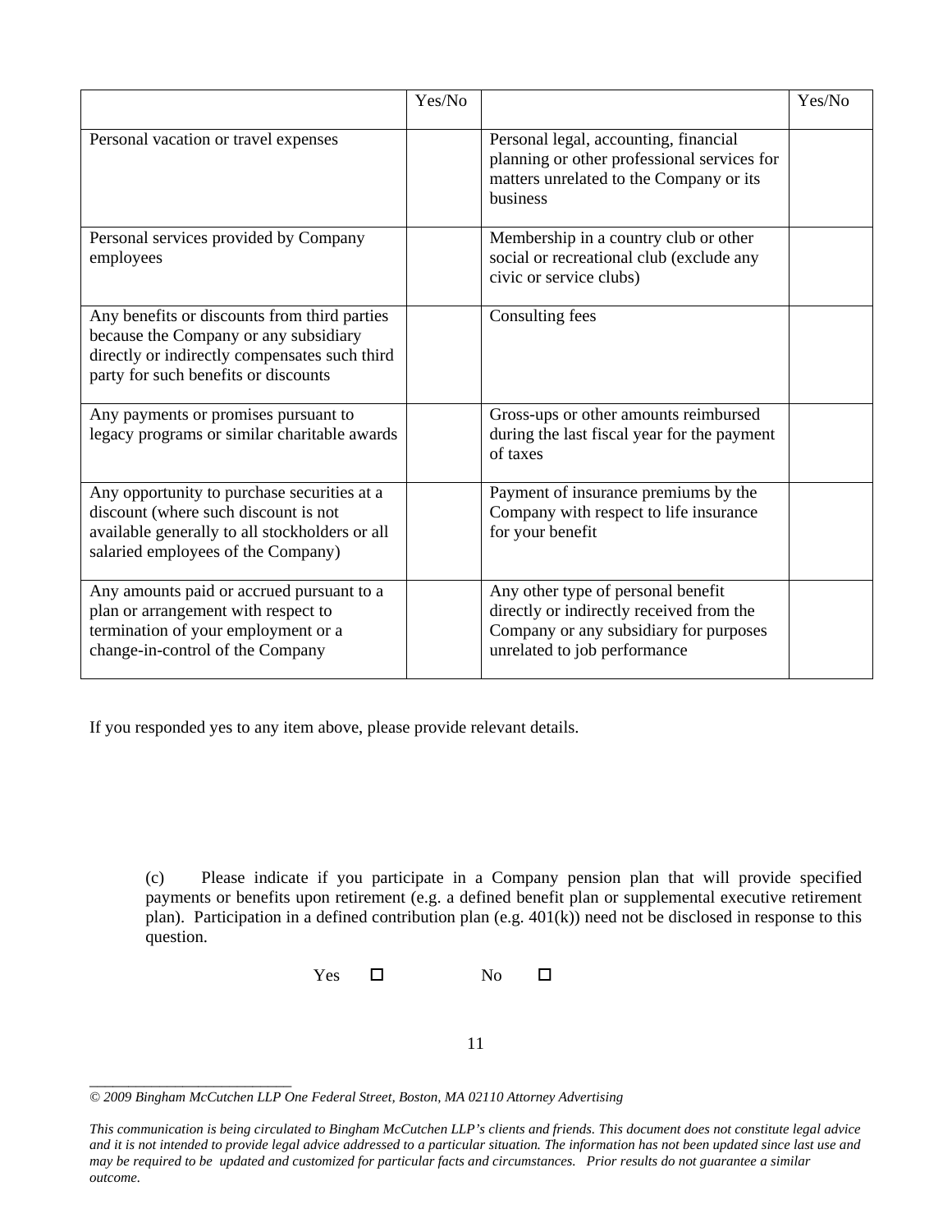|  | Yes/No |  | Yes/No |
|---|---|---|---|
| Personal vacation or travel expenses |  | Personal legal, accounting, financial planning or other professional services for matters unrelated to the Company or its business |  |
| Personal services provided by Company employees |  | Membership in a country club or other social or recreational club (exclude any civic or service clubs) |  |
| Any benefits or discounts from third parties because the Company or any subsidiary directly or indirectly compensates such third party for such benefits or discounts |  | Consulting fees |  |
| Any payments or promises pursuant to legacy programs or similar charitable awards |  | Gross-ups or other amounts reimbursed during the last fiscal year for the payment of taxes |  |
| Any opportunity to purchase securities at a discount (where such discount is not available generally to all stockholders or all salaried employees of the Company) |  | Payment of insurance premiums by the Company with respect to life insurance for your benefit |  |
| Any amounts paid or accrued pursuant to a plan or arrangement with respect to termination of your employment or a change-in-control of the Company |  | Any other type of personal benefit directly or indirectly received from the Company or any subsidiary for purposes unrelated to job performance |  |

If you responded yes to any item above, please provide relevant details.

(c) Please indicate if you participate in a Company pension plan that will provide specified payments or benefits upon retirement (e.g. a defined benefit plan or supplemental executive retirement plan). Participation in a defined contribution plan (e.g. 401(k)) need not be disclosed in response to this question.

Yes ☐ No ☐

*© 2009 Bingham McCutchen LLP One Federal Street, Boston, MA 02110 Attorney Advertising*

*This communication is being circulated to Bingham McCutchen LLP's clients and friends. This document does not constitute legal advice and it is not intended to provide legal advice addressed to a particular situation. The information has not been updated since last use and may be required to be updated and customized for particular facts and circumstances. Prior results do not guarantee a similar outcome.*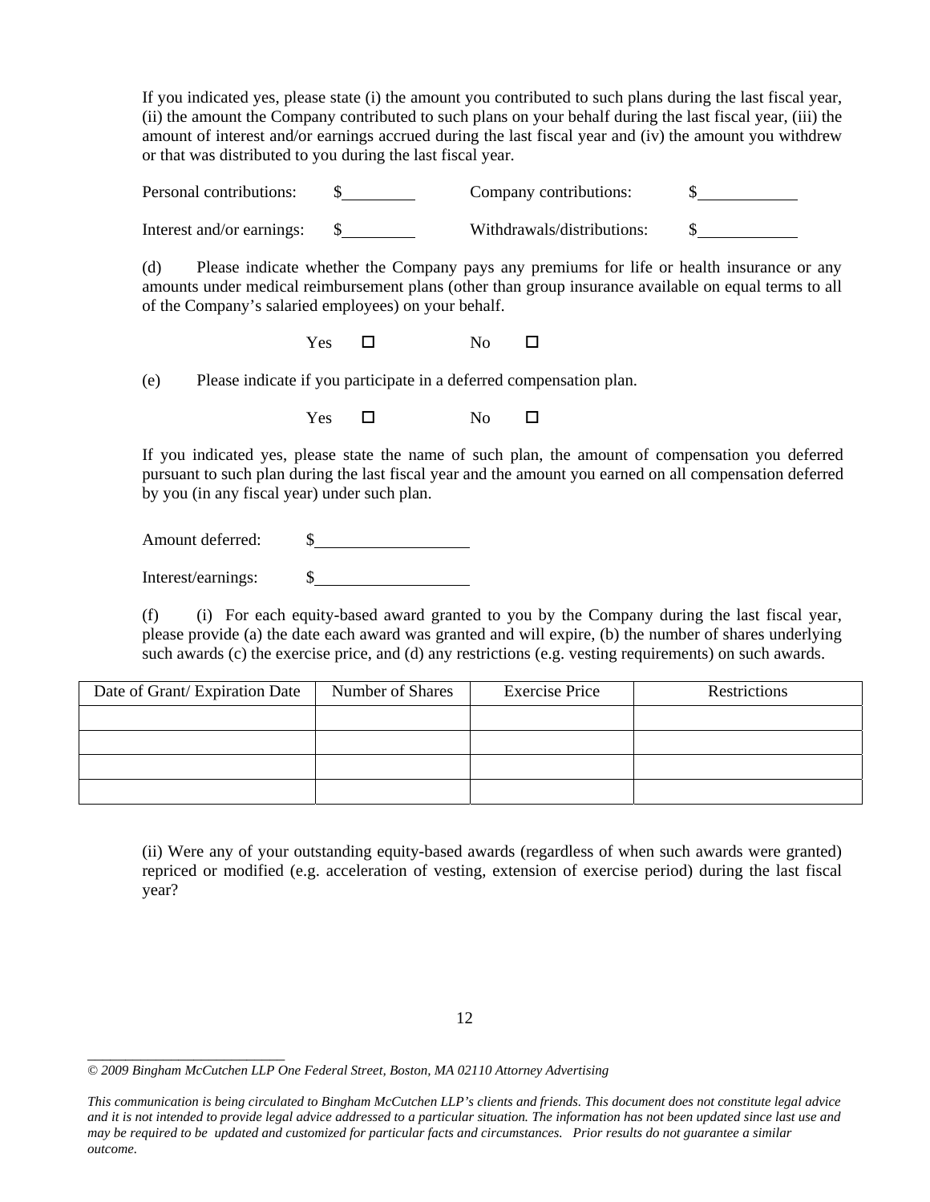If you indicated yes, please state (i) the amount you contributed to such plans during the last fiscal year, (ii) the amount the Company contributed to such plans on your behalf during the last fiscal year, (iii) the amount of interest and/or earnings accrued during the last fiscal year and (iv) the amount you withdrew or that was distributed to you during the last fiscal year.

Personal contributions: $\_\_\_\_\_\_\_\_ Company contributions: $\_\_\_\_\_\_\_\_\_\_

Interest and/or earnings: $\_\_\_\_\_\_\_\_ Withdrawals/distributions: $\_\_\_\_\_\_\_\_\_\_

(d) Please indicate whether the Company pays any premiums for life or health insurance or any amounts under medical reimbursement plans (other than group insurance available on equal terms to all of the Company's salaried employees) on your behalf.

Yes ☐ No ☐

(e) Please indicate if you participate in a deferred compensation plan.

Yes ☐ No ☐

If you indicated yes, please state the name of such plan, the amount of compensation you deferred pursuant to such plan during the last fiscal year and the amount you earned on all compensation deferred by you (in any fiscal year) under such plan.

Amount deferred: $\_\_\_\_\_\_\_\_\_\_\_\_\_\_\_\_

Interest/earnings: $\_\_\_\_\_\_\_\_\_\_\_\_\_\_\_\_

(f) (i) For each equity-based award granted to you by the Company during the last fiscal year, please provide (a) the date each award was granted and will expire, (b) the number of shares underlying such awards (c) the exercise price, and (d) any restrictions (e.g. vesting requirements) on such awards.

| Date of Grant/ Expiration Date | Number of Shares | Exercise Price | Restrictions |
|---|---|---|---|
| | | | |
| | | | |
| | | | |
| | | | |

(ii) Were any of your outstanding equity-based awards (regardless of when such awards were granted) repriced or modified (e.g. acceleration of vesting, extension of exercise period) during the last fiscal year?

*© 2009 Bingham McCutchen LLP One Federal Street, Boston, MA 02110 Attorney Advertising*

*This communication is being circulated to Bingham McCutchen LLP's clients and friends. This document does not constitute legal advice and it is not intended to provide legal advice addressed to a particular situation. The information has not been updated since last use and may be required to be updated and customized for particular facts and circumstances. Prior results do not guarantee a similar outcome.*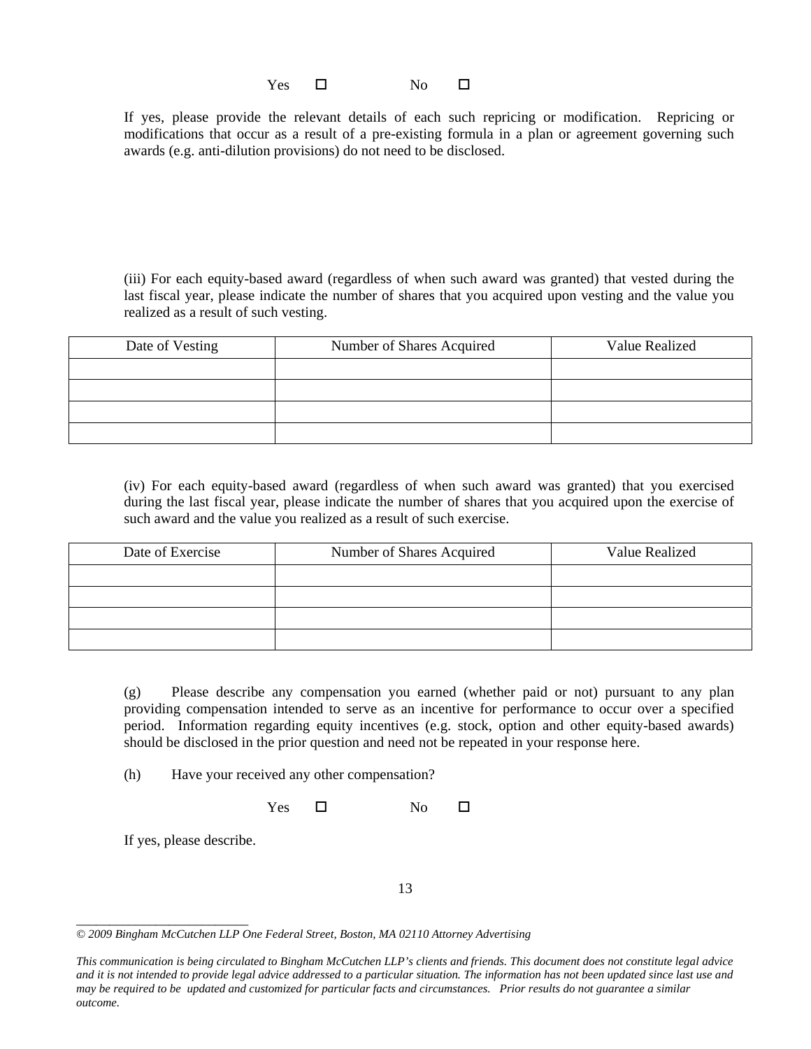Yes ☐ No ☐

If yes, please provide the relevant details of each such repricing or modification. Repricing or modifications that occur as a result of a pre-existing formula in a plan or agreement governing such awards (e.g. anti-dilution provisions) do not need to be disclosed.

(iii) For each equity-based award (regardless of when such award was granted) that vested during the last fiscal year, please indicate the number of shares that you acquired upon vesting and the value you realized as a result of such vesting.

| Date of Vesting | Number of Shares Acquired | Value Realized |
| --- | --- | --- |
| | | |
| | | |
| | | |
| | | |

(iv) For each equity-based award (regardless of when such award was granted) that you exercised during the last fiscal year, please indicate the number of shares that you acquired upon the exercise of such award and the value you realized as a result of such exercise.

| Date of Exercise | Number of Shares Acquired | Value Realized |
| --- | --- | --- |
| | | |
| | | |
| | | |
| | | |

(g) Please describe any compensation you earned (whether paid or not) pursuant to any plan providing compensation intended to serve as an incentive for performance to occur over a specified period. Information regarding equity incentives (e.g. stock, option and other equity-based awards) should be disclosed in the prior question and need not be repeated in your response here.

(h) Have your received any other compensation?

Yes ☐ No ☐

If yes, please describe.

*© 2009 Bingham McCutchen LLP One Federal Street, Boston, MA 02110 Attorney Advertising*

*This communication is being circulated to Bingham McCutchen LLP's clients and friends. This document does not constitute legal advice and it is not intended to provide legal advice addressed to a particular situation. The information has not been updated since last use and may be required to be updated and customized for particular facts and circumstances. Prior results do not guarantee a similar outcome.*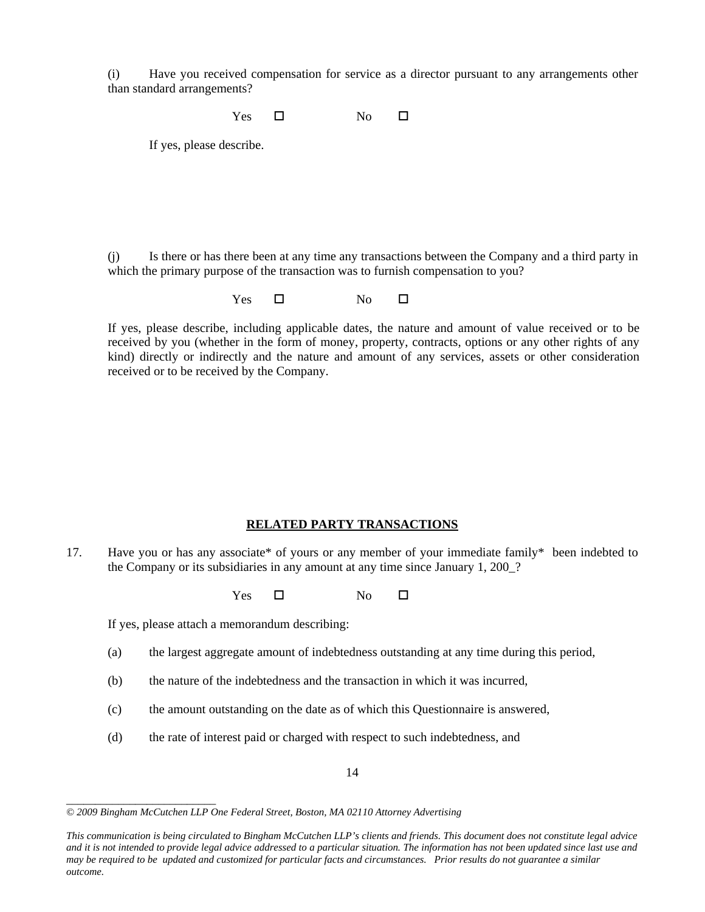(i) Have you received compensation for service as a director pursuant to any arrangements other than standard arrangements?

Yes ☐ No ☐

If yes, please describe.

(j) Is there or has there been at any time any transactions between the Company and a third party in which the primary purpose of the transaction was to furnish compensation to you?

Yes ☐ No ☐

If yes, please describe, including applicable dates, the nature and amount of value received or to be received by you (whether in the form of money, property, contracts, options or any other rights of any kind) directly or indirectly and the nature and amount of any services, assets or other consideration received or to be received by the Company.

## RELATED PARTY TRANSACTIONS

17. Have you or has any associate* of yours or any member of your immediate family* been indebted to the Company or its subsidiaries in any amount at any time since January 1, 200_?

Yes ☐ No ☐

If yes, please attach a memorandum describing:

(a) the largest aggregate amount of indebtedness outstanding at any time during this period,

(b) the nature of the indebtedness and the transaction in which it was incurred,

(c) the amount outstanding on the date as of which this Questionnaire is answered,

(d) the rate of interest paid or charged with respect to such indebtedness, and

*© 2009 Bingham McCutchen LLP One Federal Street, Boston, MA 02110 Attorney Advertising*

*This communication is being circulated to Bingham McCutchen LLP's clients and friends. This document does not constitute legal advice and it is not intended to provide legal advice addressed to a particular situation. The information has not been updated since last use and may be required to be updated and customized for particular facts and circumstances. Prior results do not guarantee a similar outcome.*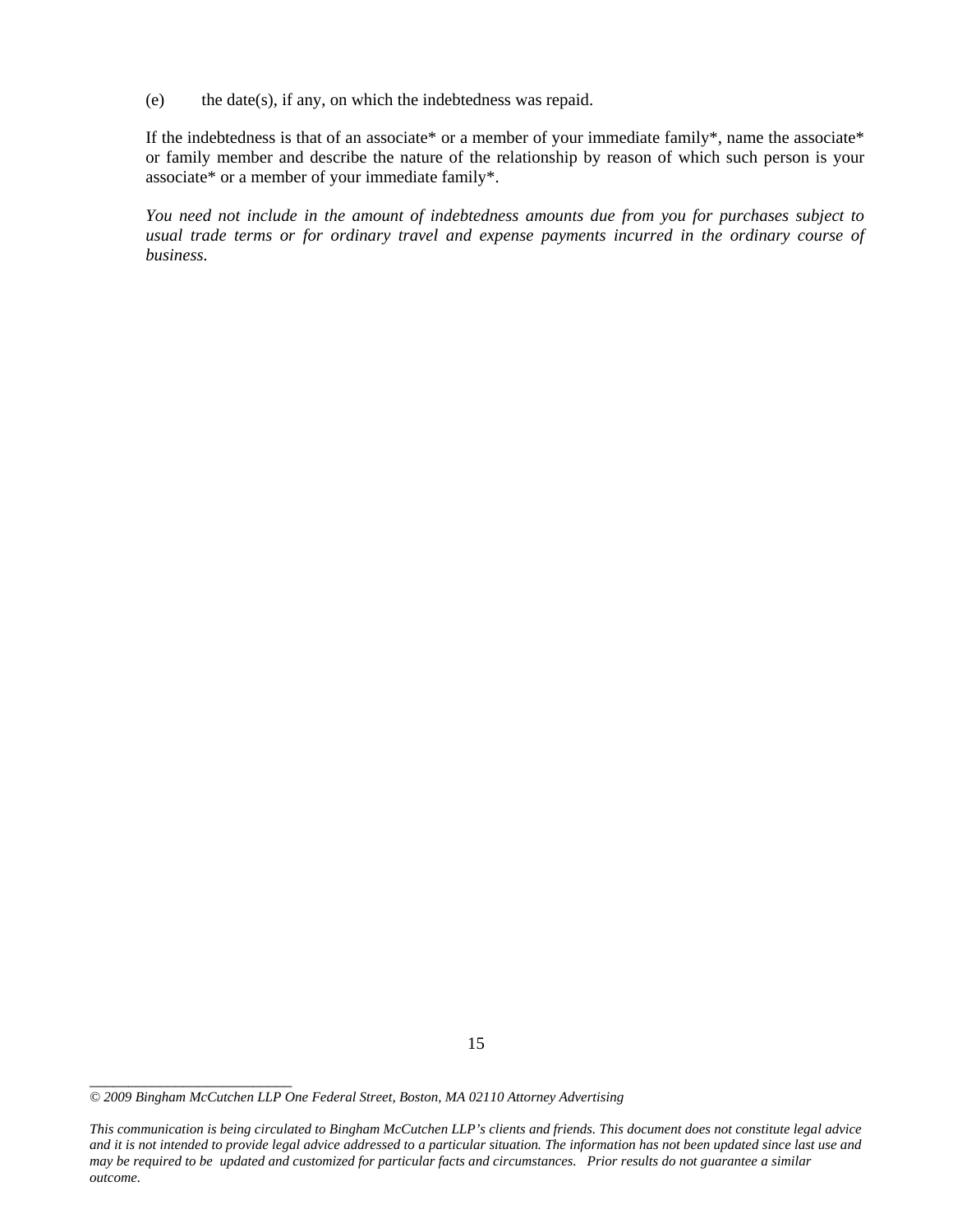(e) the date(s), if any, on which the indebtedness was repaid.

If the indebtedness is that of an associate* or a member of your immediate family*, name the associate* or family member and describe the nature of the relationship by reason of which such person is your associate* or a member of your immediate family*.

*You need not include in the amount of indebtedness amounts due from you for purchases subject to usual trade terms or for ordinary travel and expense payments incurred in the ordinary course of business.*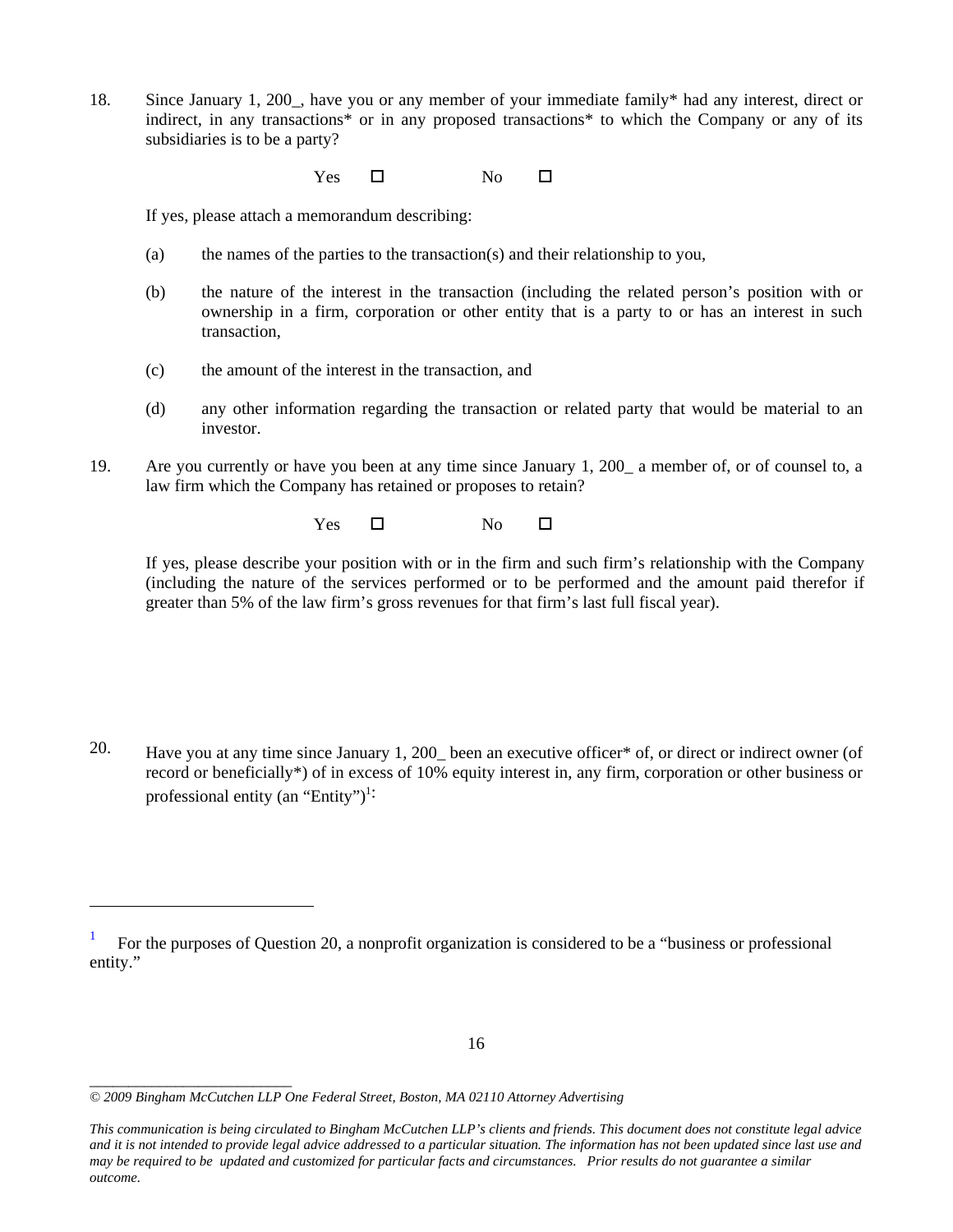18. Since January 1, 200_, have you or any member of your immediate family* had any interest, direct or indirect, in any transactions* or in any proposed transactions* to which the Company or any of its subsidiaries is to be a party?

Yes ☐ No ☐

If yes, please attach a memorandum describing:

(a) the names of the parties to the transaction(s) and their relationship to you,

(b) the nature of the interest in the transaction (including the related person's position with or ownership in a firm, corporation or other entity that is a party to or has an interest in such transaction,

(c) the amount of the interest in the transaction, and

(d) any other information regarding the transaction or related party that would be material to an investor.

19. Are you currently or have you been at any time since January 1, 200_ a member of, or of counsel to, a law firm which the Company has retained or proposes to retain?

Yes ☐ No ☐

If yes, please describe your position with or in the firm and such firm's relationship with the Company (including the nature of the services performed or to be performed and the amount paid therefor if greater than 5% of the law firm's gross revenues for that firm's last full fiscal year).

20. Have you at any time since January 1, 200_ been an executive officer* of, or direct or indirect owner (of record or beneficially*) of in excess of 10% equity interest in, any firm, corporation or other business or professional entity (an "Entity")[1]:

[1] For the purposes of Question 20, a nonprofit organization is considered to be a "business or professional entity."

*© 2009 Bingham McCutchen LLP One Federal Street, Boston, MA 02110 Attorney Advertising*

*This communication is being circulated to Bingham McCutchen LLP's clients and friends. This document does not constitute legal advice and it is not intended to provide legal advice addressed to a particular situation. The information has not been updated since last use and may be required to be updated and customized for particular facts and circumstances. Prior results do not guarantee a similar outcome.*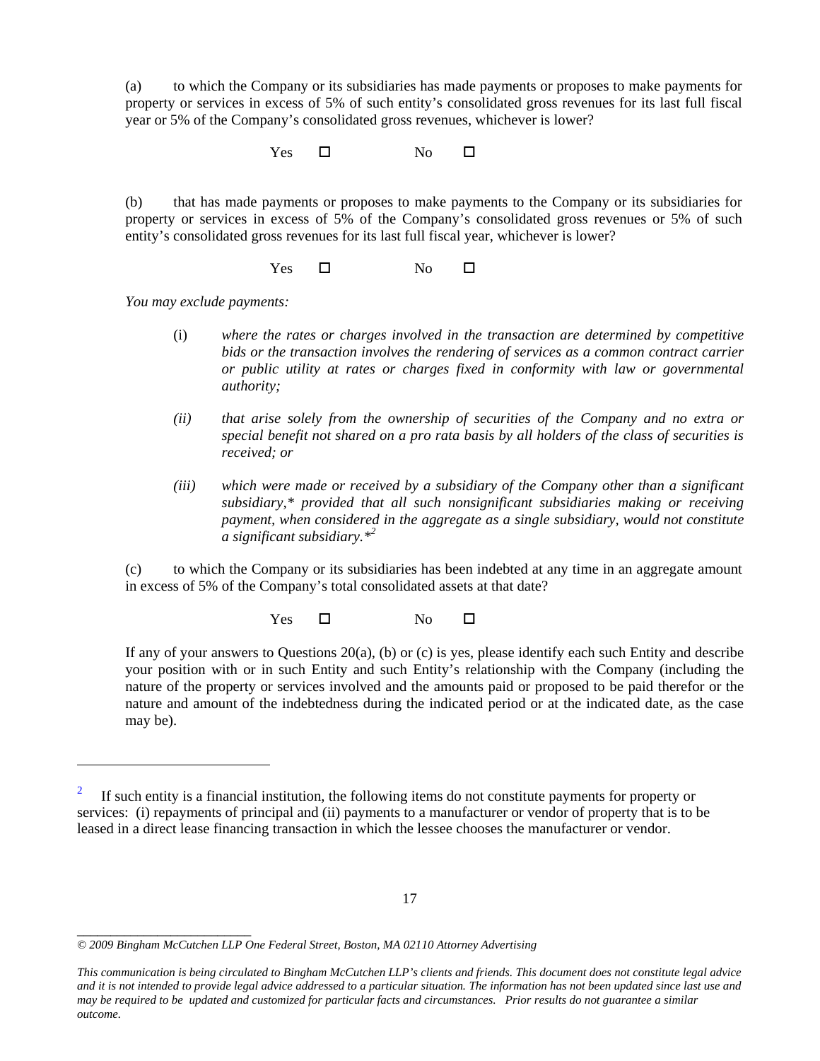(a) to which the Company or its subsidiaries has made payments or proposes to make payments for property or services in excess of 5% of such entity's consolidated gross revenues for its last full fiscal year or 5% of the Company's consolidated gross revenues, whichever is lower?

Yes ☐ No ☐

(b) that has made payments or proposes to make payments to the Company or its subsidiaries for property or services in excess of 5% of the Company's consolidated gross revenues or 5% of such entity's consolidated gross revenues for its last full fiscal year, whichever is lower?

Yes ☐ No ☐

*You may exclude payments:*

(i) *where the rates or charges involved in the transaction are determined by competitive bids or the transaction involves the rendering of services as a common contract carrier or public utility at rates or charges fixed in conformity with law or governmental authority;*

*(ii) that arise solely from the ownership of securities of the Company and no extra or special benefit not shared on a pro rata basis by all holders of the class of securities is received; or*

*(iii) which were made or received by a subsidiary of the Company other than a significant subsidiary,* provided that all such nonsignificant subsidiaries making or receiving payment, when considered in the aggregate as a single subsidiary, would not constitute a significant subsidiary.*[2]*

(c) to which the Company or its subsidiaries has been indebted at any time in an aggregate amount in excess of 5% of the Company's total consolidated assets at that date?

Yes ☐ No ☐

If any of your answers to Questions 20(a), (b) or (c) is yes, please identify each such Entity and describe your position with or in such Entity and such Entity's relationship with the Company (including the nature of the property or services involved and the amounts paid or proposed to be paid therefor or the nature and amount of the indebtedness during the indicated period or at the indicated date, as the case may be).

---

[2] If such entity is a financial institution, the following items do not constitute payments for property or services: (i) repayments of principal and (ii) payments to a manufacturer or vendor of property that is to be leased in a direct lease financing transaction in which the lessee chooses the manufacturer or vendor.

*© 2009 Bingham McCutchen LLP One Federal Street, Boston, MA 02110 Attorney Advertising*

*This communication is being circulated to Bingham McCutchen LLP's clients and friends. This document does not constitute legal advice and it is not intended to provide legal advice addressed to a particular situation. The information has not been updated since last use and may be required to be updated and customized for particular facts and circumstances. Prior results do not guarantee a similar outcome.*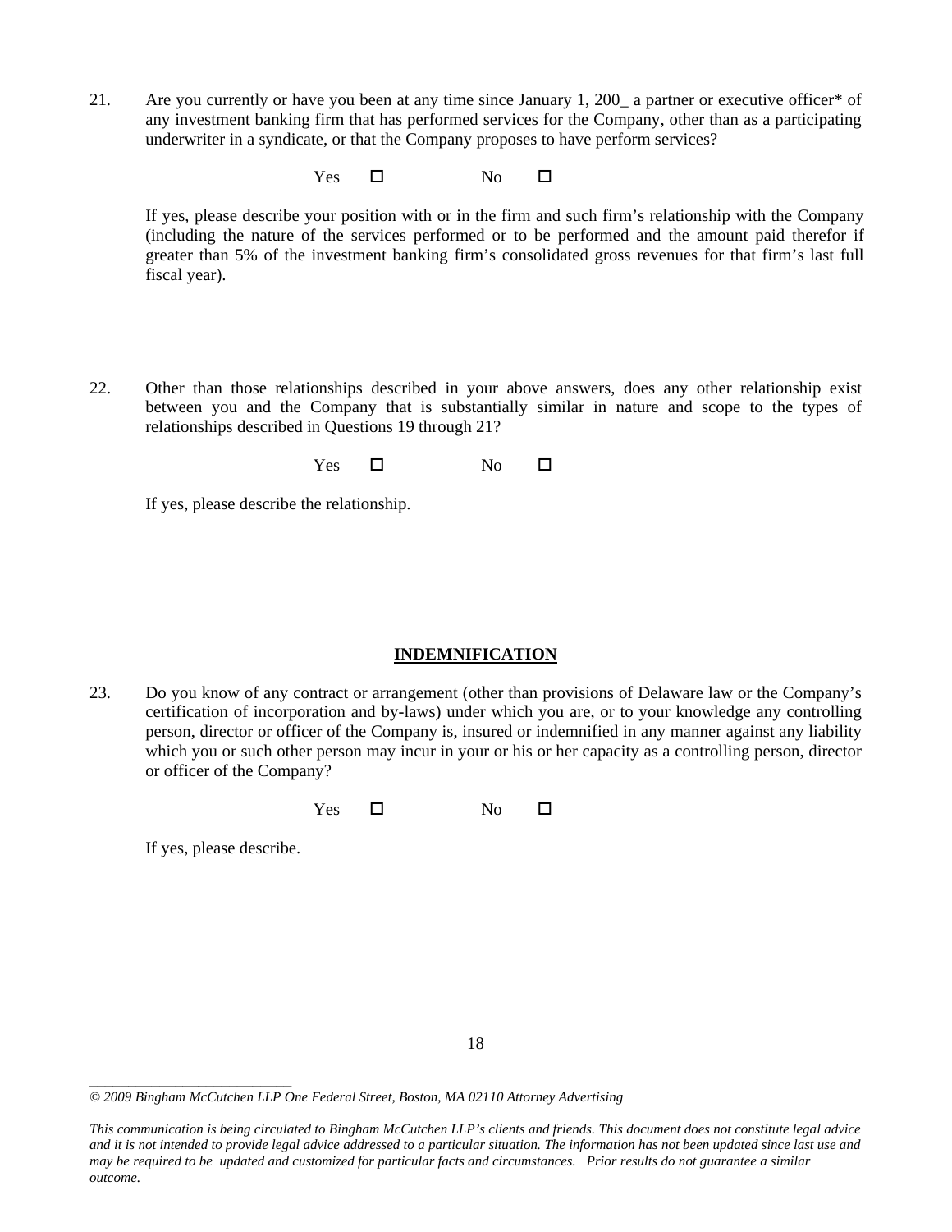21. Are you currently or have you been at any time since January 1, 200_ a partner or executive officer* of any investment banking firm that has performed services for the Company, other than as a participating underwriter in a syndicate, or that the Company proposes to have perform services?

Yes ☐ No ☐

If yes, please describe your position with or in the firm and such firm's relationship with the Company (including the nature of the services performed or to be performed and the amount paid therefor if greater than 5% of the investment banking firm's consolidated gross revenues for that firm's last full fiscal year).

22. Other than those relationships described in your above answers, does any other relationship exist between you and the Company that is substantially similar in nature and scope to the types of relationships described in Questions 19 through 21?

Yes ☐ No ☐

If yes, please describe the relationship.

## INDEMNIFICATION

23. Do you know of any contract or arrangement (other than provisions of Delaware law or the Company's certification of incorporation and by-laws) under which you are, or to your knowledge any controlling person, director or officer of the Company is, insured or indemnified in any manner against any liability which you or such other person may incur in your or his or her capacity as a controlling person, director or officer of the Company?

Yes ☐ No ☐

If yes, please describe.

*© 2009 Bingham McCutchen LLP One Federal Street, Boston, MA 02110 Attorney Advertising*

*This communication is being circulated to Bingham McCutchen LLP's clients and friends. This document does not constitute legal advice and it is not intended to provide legal advice addressed to a particular situation. The information has not been updated since last use and may be required to be updated and customized for particular facts and circumstances. Prior results do not guarantee a similar outcome.*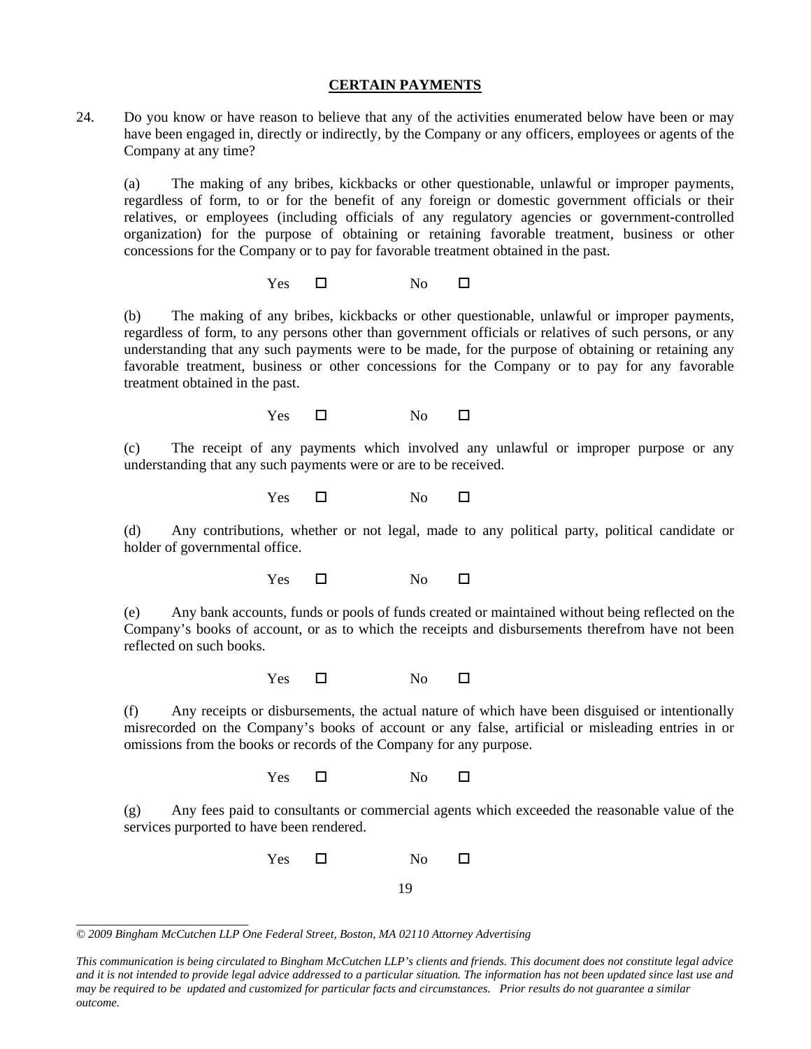**CERTAIN PAYMENTS**

24. Do you know or have reason to believe that any of the activities enumerated below have been or may have been engaged in, directly or indirectly, by the Company or any officers, employees or agents of the Company at any time?

(a) The making of any bribes, kickbacks or other questionable, unlawful or improper payments, regardless of form, to or for the benefit of any foreign or domestic government officials or their relatives, or employees (including officials of any regulatory agencies or government-controlled organization) for the purpose of obtaining or retaining favorable treatment, business or other concessions for the Company or to pay for favorable treatment obtained in the past.

Yes ☐ No ☐

(b) The making of any bribes, kickbacks or other questionable, unlawful or improper payments, regardless of form, to any persons other than government officials or relatives of such persons, or any understanding that any such payments were to be made, for the purpose of obtaining or retaining any favorable treatment, business or other concessions for the Company or to pay for any favorable treatment obtained in the past.

Yes ☐ No ☐

(c) The receipt of any payments which involved any unlawful or improper purpose or any understanding that any such payments were or are to be received.

Yes ☐ No ☐

(d) Any contributions, whether or not legal, made to any political party, political candidate or holder of governmental office.

Yes ☐ No ☐

(e) Any bank accounts, funds or pools of funds created or maintained without being reflected on the Company's books of account, or as to which the receipts and disbursements therefrom have not been reflected on such books.

Yes ☐ No ☐

(f) Any receipts or disbursements, the actual nature of which have been disguised or intentionally misrecorded on the Company's books of account or any false, artificial or misleading entries in or omissions from the books or records of the Company for any purpose.

Yes ☐ No ☐

(g) Any fees paid to consultants or commercial agents which exceeded the reasonable value of the services purported to have been rendered.

Yes ☐ No ☐

---

*© 2009 Bingham McCutchen LLP One Federal Street, Boston, MA 02110 Attorney Advertising*

*This communication is being circulated to Bingham McCutchen LLP's clients and friends. This document does not constitute legal advice and it is not intended to provide legal advice addressed to a particular situation. The information has not been updated since last use and may be required to be updated and customized for particular facts and circumstances. Prior results do not guarantee a similar outcome.*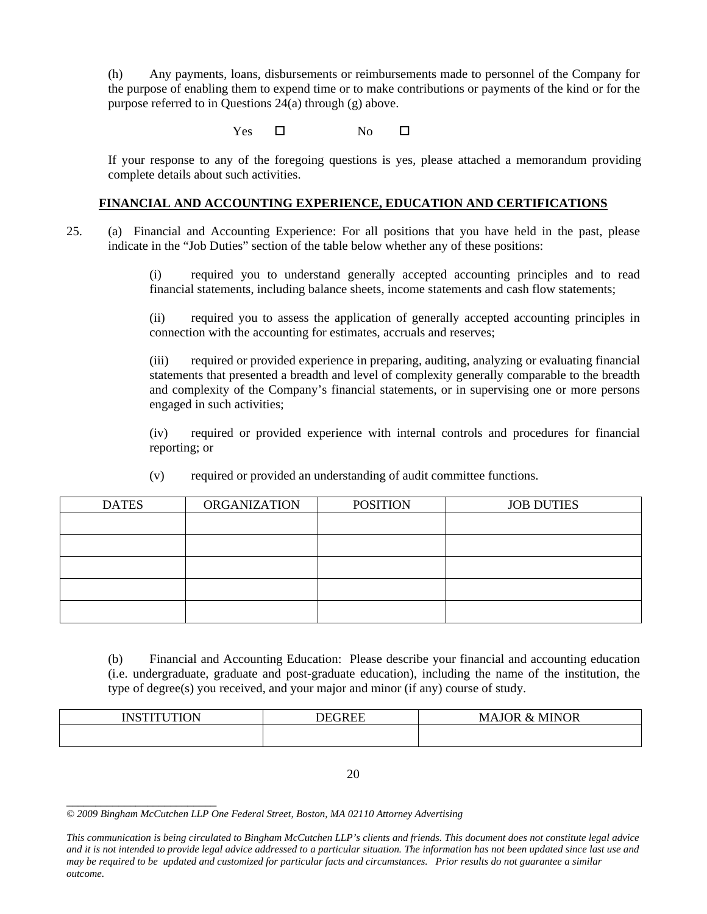(h) Any payments, loans, disbursements or reimbursements made to personnel of the Company for the purpose of enabling them to expend time or to make contributions or payments of the kind or for the purpose referred to in Questions 24(a) through (g) above.

Yes ☐ No ☐

If your response to any of the foregoing questions is yes, please attached a memorandum providing complete details about such activities.

## FINANCIAL AND ACCOUNTING EXPERIENCE, EDUCATION AND CERTIFICATIONS

25. (a) Financial and Accounting Experience: For all positions that you have held in the past, please indicate in the "Job Duties" section of the table below whether any of these positions:

(i) required you to understand generally accepted accounting principles and to read financial statements, including balance sheets, income statements and cash flow statements;

(ii) required you to assess the application of generally accepted accounting principles in connection with the accounting for estimates, accruals and reserves;

(iii) required or provided experience in preparing, auditing, analyzing or evaluating financial statements that presented a breadth and level of complexity generally comparable to the breadth and complexity of the Company's financial statements, or in supervising one or more persons engaged in such activities;

(iv) required or provided experience with internal controls and procedures for financial reporting; or

(v) required or provided an understanding of audit committee functions.

| DATES | ORGANIZATION | POSITION | JOB DUTIES |
|---|---|---|---|
| | | | |
| | | | |
| | | | |
| | | | |
| | | | |

(b) Financial and Accounting Education: Please describe your financial and accounting education (i.e. undergraduate, graduate and post-graduate education), including the name of the institution, the type of degree(s) you received, and your major and minor (if any) course of study.

| INSTITUTION | DEGREE | MAJOR & MINOR |
|---|---|---|
| | | |

*© 2009 Bingham McCutchen LLP One Federal Street, Boston, MA 02110 Attorney Advertising*

*This communication is being circulated to Bingham McCutchen LLP's clients and friends. This document does not constitute legal advice and it is not intended to provide legal advice addressed to a particular situation. The information has not been updated since last use and may be required to be updated and customized for particular facts and circumstances. Prior results do not guarantee a similar outcome.*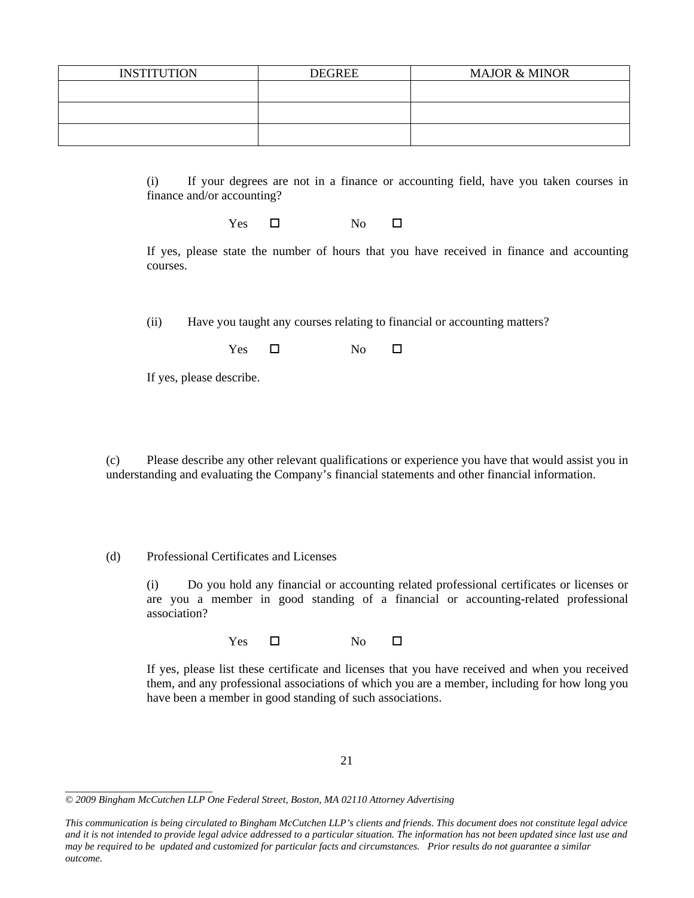| INSTITUTION | DEGREE | MAJOR & MINOR |
|---|---|---|
| | | |
| | | |
| | | |

(i) If your degrees are not in a finance or accounting field, have you taken courses in finance and/or accounting?

Yes ☐ No ☐

If yes, please state the number of hours that you have received in finance and accounting courses.

(ii) Have you taught any courses relating to financial or accounting matters?

Yes ☐ No ☐

If yes, please describe.

(c) Please describe any other relevant qualifications or experience you have that would assist you in understanding and evaluating the Company's financial statements and other financial information.

(d) Professional Certificates and Licenses

(i) Do you hold any financial or accounting related professional certificates or licenses or are you a member in good standing of a financial or accounting-related professional association?

Yes ☐ No ☐

If yes, please list these certificate and licenses that you have received and when you received them, and any professional associations of which you are a member, including for how long you have been a member in good standing of such associations.

*© 2009 Bingham McCutchen LLP One Federal Street, Boston, MA 02110 Attorney Advertising*

*This communication is being circulated to Bingham McCutchen LLP's clients and friends. This document does not constitute legal advice and it is not intended to provide legal advice addressed to a particular situation. The information has not been updated since last use and may be required to be updated and customized for particular facts and circumstances. Prior results do not guarantee a similar outcome.*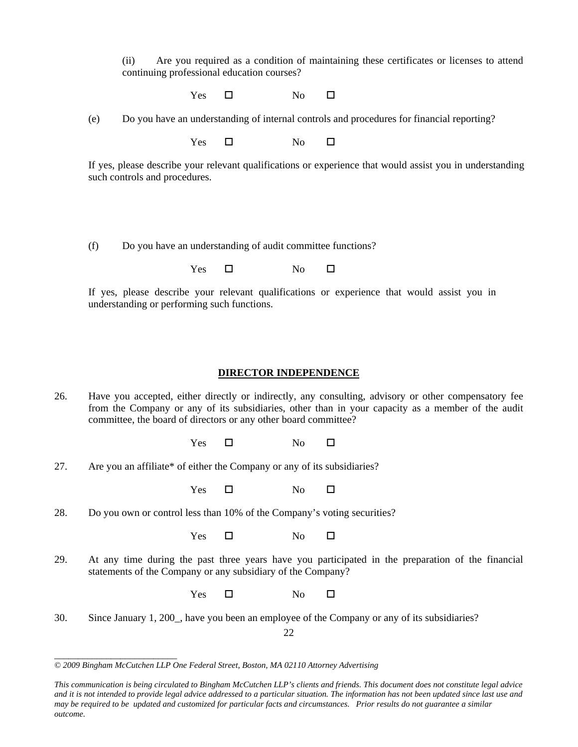(ii) Are you required as a condition of maintaining these certificates or licenses to attend continuing professional education courses?

Yes ☐ No ☐

(e) Do you have an understanding of internal controls and procedures for financial reporting?

Yes ☐ No ☐

If yes, please describe your relevant qualifications or experience that would assist you in understanding such controls and procedures.

(f) Do you have an understanding of audit committee functions?

Yes ☐ No ☐

If yes, please describe your relevant qualifications or experience that would assist you in understanding or performing such functions.

## DIRECTOR INDEPENDENCE

26. Have you accepted, either directly or indirectly, any consulting, advisory or other compensatory fee from the Company or any of its subsidiaries, other than in your capacity as a member of the audit committee, the board of directors or any other board committee?

Yes ☐ No ☐

27. Are you an affiliate* of either the Company or any of its subsidiaries?

Yes ☐ No ☐

28. Do you own or control less than 10% of the Company's voting securities?

Yes ☐ No ☐

29. At any time during the past three years have you participated in the preparation of the financial statements of the Company or any subsidiary of the Company?

Yes ☐ No ☐

30. Since January 1, 200_, have you been an employee of the Company or any of its subsidiaries?

*© 2009 Bingham McCutchen LLP One Federal Street, Boston, MA 02110 Attorney Advertising*

*This communication is being circulated to Bingham McCutchen LLP's clients and friends. This document does not constitute legal advice and it is not intended to provide legal advice addressed to a particular situation. The information has not been updated since last use and may be required to be updated and customized for particular facts and circumstances. Prior results do not guarantee a similar outcome.*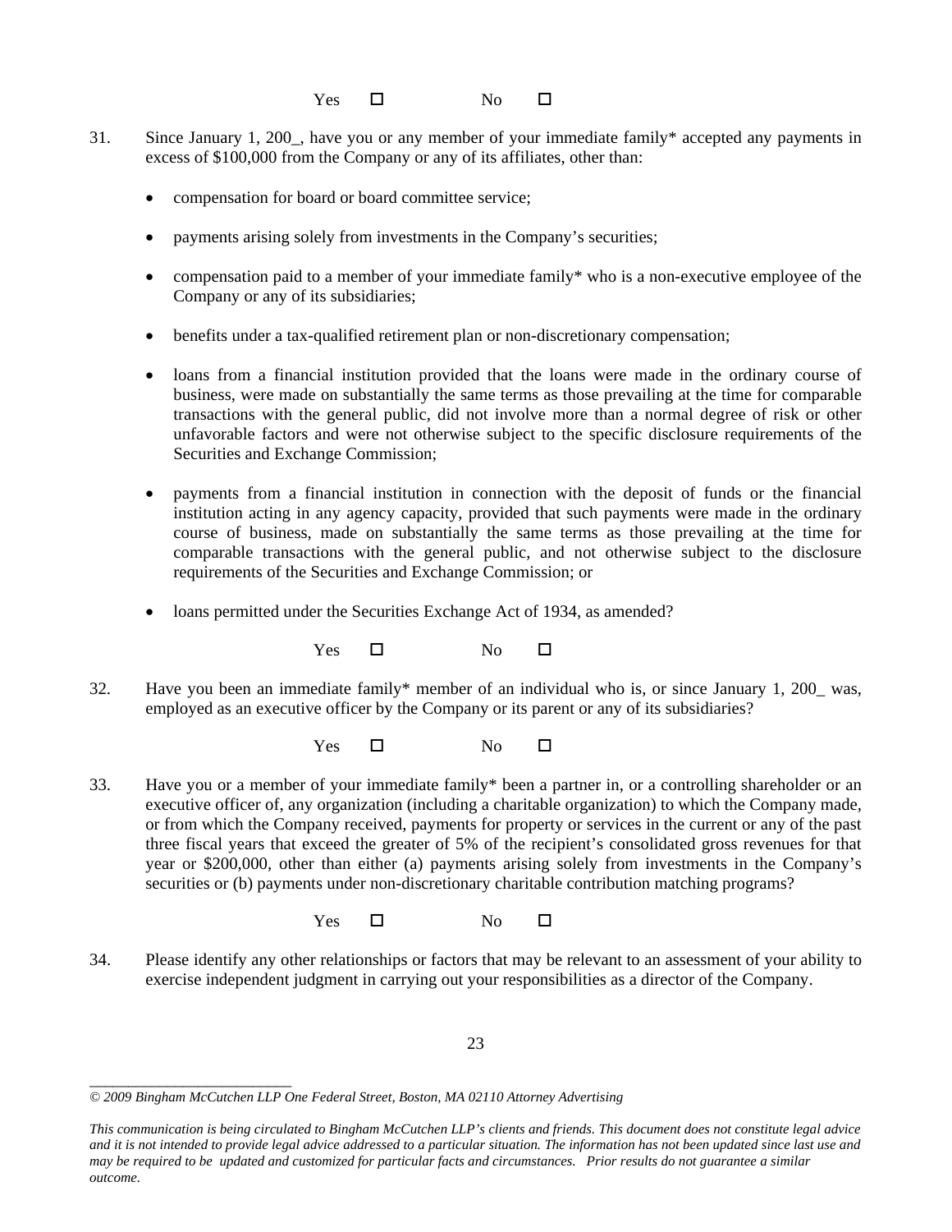Yes ☐ No ☐

31. Since January 1, 200_, have you or any member of your immediate family* accepted any payments in excess of $100,000 from the Company or any of its affiliates, other than:

    - compensation for board or board committee service;
    - payments arising solely from investments in the Company's securities;
    - compensation paid to a member of your immediate family* who is a non-executive employee of the Company or any of its subsidiaries;
    - benefits under a tax-qualified retirement plan or non-discretionary compensation;
    - loans from a financial institution provided that the loans were made in the ordinary course of business, were made on substantially the same terms as those prevailing at the time for comparable transactions with the general public, did not involve more than a normal degree of risk or other unfavorable factors and were not otherwise subject to the specific disclosure requirements of the Securities and Exchange Commission;
    - payments from a financial institution in connection with the deposit of funds or the financial institution acting in any agency capacity, provided that such payments were made in the ordinary course of business, made on substantially the same terms as those prevailing at the time for comparable transactions with the general public, and not otherwise subject to the disclosure requirements of the Securities and Exchange Commission; or
    - loans permitted under the Securities Exchange Act of 1934, as amended?

    Yes ☐ No ☐

32. Have you been an immediate family* member of an individual who is, or since January 1, 200_ was, employed as an executive officer by the Company or its parent or any of its subsidiaries?

    Yes ☐ No ☐

33. Have you or a member of your immediate family* been a partner in, or a controlling shareholder or an executive officer of, any organization (including a charitable organization) to which the Company made, or from which the Company received, payments for property or services in the current or any of the past three fiscal years that exceed the greater of 5% of the recipient's consolidated gross revenues for that year or $200,000, other than either (a) payments arising solely from investments in the Company's securities or (b) payments under non-discretionary charitable contribution matching programs?

    Yes ☐ No ☐

34. Please identify any other relationships or factors that may be relevant to an assessment of your ability to exercise independent judgment in carrying out your responsibilities as a director of the Company.

*© 2009 Bingham McCutchen LLP One Federal Street, Boston, MA 02110 Attorney Advertising*

*This communication is being circulated to Bingham McCutchen LLP's clients and friends. This document does not constitute legal advice and it is not intended to provide legal advice addressed to a particular situation. The information has not been updated since last use and may be required to be updated and customized for particular facts and circumstances. Prior results do not guarantee a similar outcome.*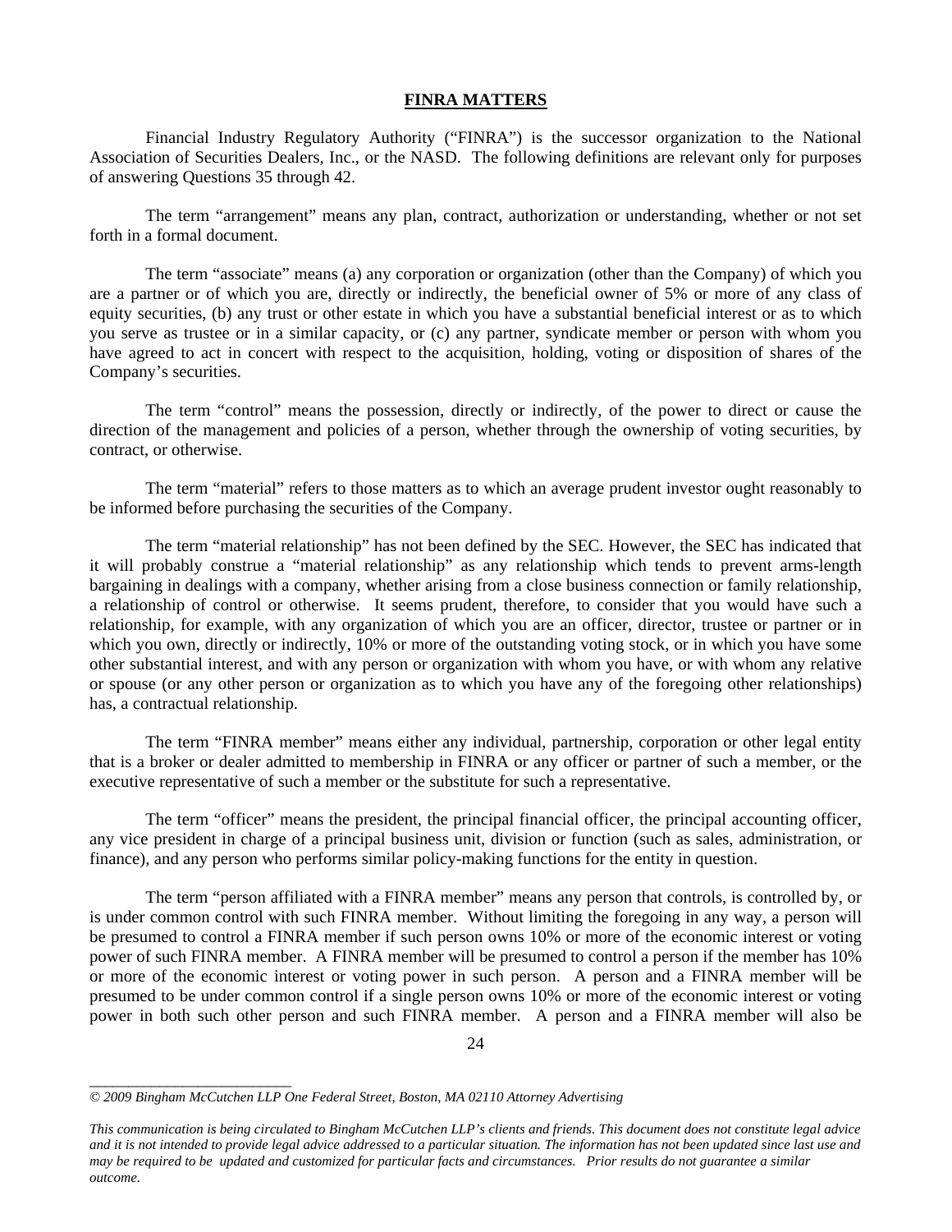## FINRA MATTERS

Financial Industry Regulatory Authority ("FINRA") is the successor organization to the National Association of Securities Dealers, Inc., or the NASD. The following definitions are relevant only for purposes of answering Questions 35 through 42.

The term "arrangement" means any plan, contract, authorization or understanding, whether or not set forth in a formal document.

The term "associate" means (a) any corporation or organization (other than the Company) of which you are a partner or of which you are, directly or indirectly, the beneficial owner of 5% or more of any class of equity securities, (b) any trust or other estate in which you have a substantial beneficial interest or as to which you serve as trustee or in a similar capacity, or (c) any partner, syndicate member or person with whom you have agreed to act in concert with respect to the acquisition, holding, voting or disposition of shares of the Company's securities.

The term "control" means the possession, directly or indirectly, of the power to direct or cause the direction of the management and policies of a person, whether through the ownership of voting securities, by contract, or otherwise.

The term "material" refers to those matters as to which an average prudent investor ought reasonably to be informed before purchasing the securities of the Company.

The term "material relationship" has not been defined by the SEC. However, the SEC has indicated that it will probably construe a "material relationship" as any relationship which tends to prevent arms-length bargaining in dealings with a company, whether arising from a close business connection or family relationship, a relationship of control or otherwise. It seems prudent, therefore, to consider that you would have such a relationship, for example, with any organization of which you are an officer, director, trustee or partner or in which you own, directly or indirectly, 10% or more of the outstanding voting stock, or in which you have some other substantial interest, and with any person or organization with whom you have, or with whom any relative or spouse (or any other person or organization as to which you have any of the foregoing other relationships) has, a contractual relationship.

The term "FINRA member" means either any individual, partnership, corporation or other legal entity that is a broker or dealer admitted to membership in FINRA or any officer or partner of such a member, or the executive representative of such a member or the substitute for such a representative.

The term "officer" means the president, the principal financial officer, the principal accounting officer, any vice president in charge of a principal business unit, division or function (such as sales, administration, or finance), and any person who performs similar policy-making functions for the entity in question.

The term "person affiliated with a FINRA member" means any person that controls, is controlled by, or is under common control with such FINRA member. Without limiting the foregoing in any way, a person will be presumed to control a FINRA member if such person owns 10% or more of the economic interest or voting power of such FINRA member. A FINRA member will be presumed to control a person if the member has 10% or more of the economic interest or voting power in such person. A person and a FINRA member will be presumed to be under common control if a single person owns 10% or more of the economic interest or voting power in both such other person and such FINRA member. A person and a FINRA member will also be

*© 2009 Bingham McCutchen LLP One Federal Street, Boston, MA 02110 Attorney Advertising*

*This communication is being circulated to Bingham McCutchen LLP's clients and friends. This document does not constitute legal advice and it is not intended to provide legal advice addressed to a particular situation. The information has not been updated since last use and may be required to be updated and customized for particular facts and circumstances. Prior results do not guarantee a similar outcome.*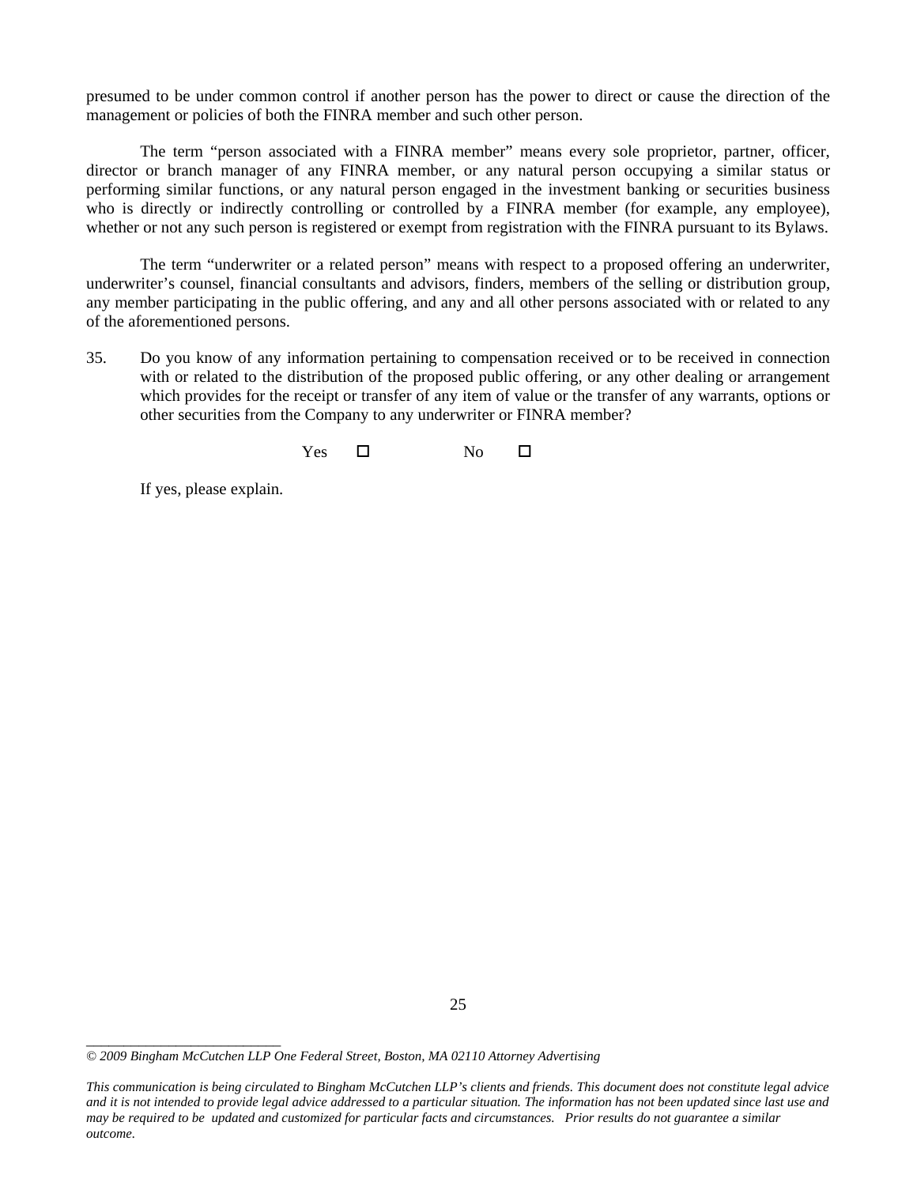presumed to be under common control if another person has the power to direct or cause the direction of the management or policies of both the FINRA member and such other person.

The term "person associated with a FINRA member" means every sole proprietor, partner, officer, director or branch manager of any FINRA member, or any natural person occupying a similar status or performing similar functions, or any natural person engaged in the investment banking or securities business who is directly or indirectly controlling or controlled by a FINRA member (for example, any employee), whether or not any such person is registered or exempt from registration with the FINRA pursuant to its Bylaws.

The term "underwriter or a related person" means with respect to a proposed offering an underwriter, underwriter's counsel, financial consultants and advisors, finders, members of the selling or distribution group, any member participating in the public offering, and any and all other persons associated with or related to any of the aforementioned persons.

35. Do you know of any information pertaining to compensation received or to be received in connection with or related to the distribution of the proposed public offering, or any other dealing or arrangement which provides for the receipt or transfer of any item of value or the transfer of any warrants, options or other securities from the Company to any underwriter or FINRA member?

Yes ☐ No ☐

If yes, please explain.

---

*© 2009 Bingham McCutchen LLP One Federal Street, Boston, MA 02110 Attorney Advertising*

*This communication is being circulated to Bingham McCutchen LLP's clients and friends. This document does not constitute legal advice and it is not intended to provide legal advice addressed to a particular situation. The information has not been updated since last use and may be required to be updated and customized for particular facts and circumstances. Prior results do not guarantee a similar outcome.*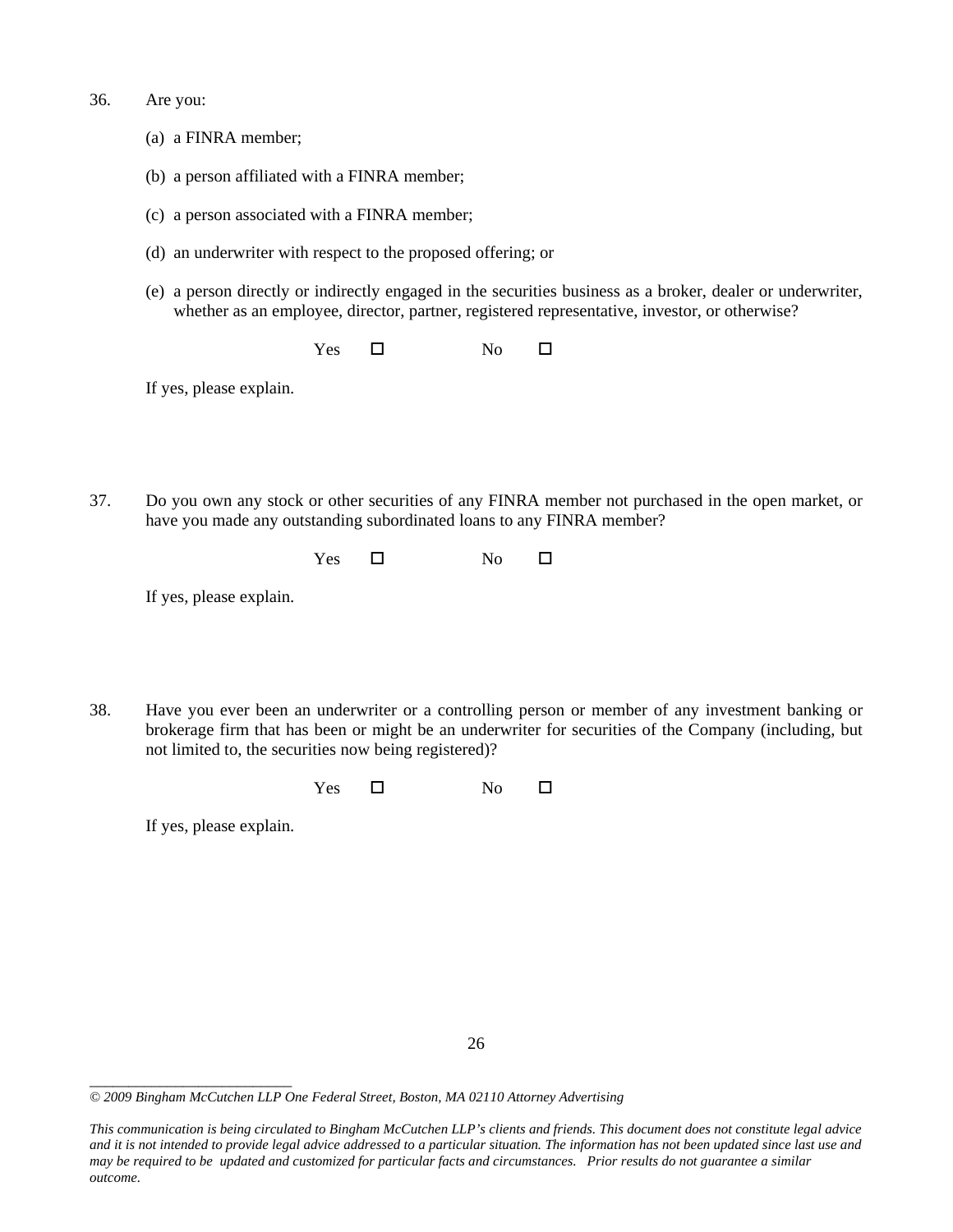36. Are you:

 (a) a FINRA member;

 (b) a person affiliated with a FINRA member;

 (c) a person associated with a FINRA member;

 (d) an underwriter with respect to the proposed offering; or

 (e) a person directly or indirectly engaged in the securities business as a broker, dealer or underwriter, whether as an employee, director, partner, registered representative, investor, or otherwise?

 Yes ☐ No ☐

 If yes, please explain.

37. Do you own any stock or other securities of any FINRA member not purchased in the open market, or have you made any outstanding subordinated loans to any FINRA member?

 Yes ☐ No ☐

 If yes, please explain.

38. Have you ever been an underwriter or a controlling person or member of any investment banking or brokerage firm that has been or might be an underwriter for securities of the Company (including, but not limited to, the securities now being registered)?

 Yes ☐ No ☐

 If yes, please explain.

*© 2009 Bingham McCutchen LLP One Federal Street, Boston, MA 02110 Attorney Advertising*

*This communication is being circulated to Bingham McCutchen LLP's clients and friends. This document does not constitute legal advice and it is not intended to provide legal advice addressed to a particular situation. The information has not been updated since last use and may be required to be updated and customized for particular facts and circumstances. Prior results do not guarantee a similar outcome.*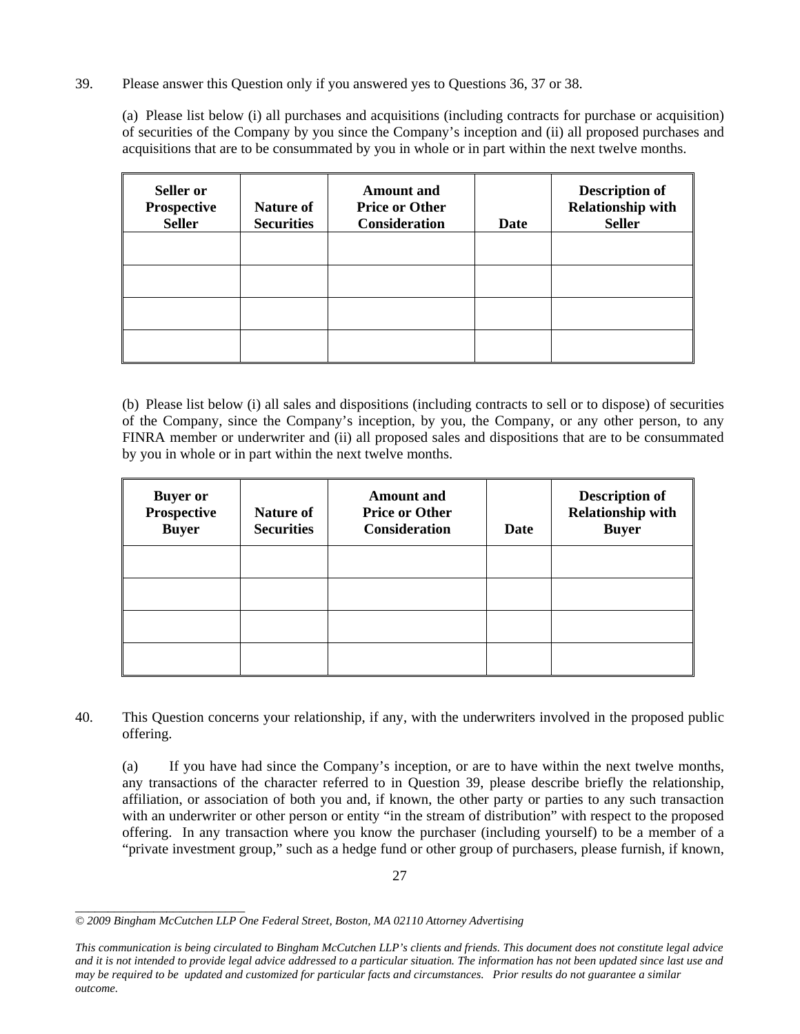39. Please answer this Question only if you answered yes to Questions 36, 37 or 38.

(a) Please list below (i) all purchases and acquisitions (including contracts for purchase or acquisition) of securities of the Company by you since the Company's inception and (ii) all proposed purchases and acquisitions that are to be consummated by you in whole or in part within the next twelve months.

| Seller or Prospective Seller | Nature of Securities | Amount and Price or Other Consideration | Date | Description of Relationship with Seller |
|---|---|---|---|---|
| | | | | |
| | | | | |
| | | | | |
| | | | | |

(b) Please list below (i) all sales and dispositions (including contracts to sell or to dispose) of securities of the Company, since the Company's inception, by you, the Company, or any other person, to any FINRA member or underwriter and (ii) all proposed sales and dispositions that are to be consummated by you in whole or in part within the next twelve months.

| Buyer or Prospective Buyer | Nature of Securities | Amount and Price or Other Consideration | Date | Description of Relationship with Buyer |
|---|---|---|---|---|
| | | | | |
| | | | | |
| | | | | |
| | | | | |

40. This Question concerns your relationship, if any, with the underwriters involved in the proposed public offering.

(a) If you have had since the Company's inception, or are to have within the next twelve months, any transactions of the character referred to in Question 39, please describe briefly the relationship, affiliation, or association of both you and, if known, the other party or parties to any such transaction with an underwriter or other person or entity "in the stream of distribution" with respect to the proposed offering. In any transaction where you know the purchaser (including yourself) to be a member of a "private investment group," such as a hedge fund or other group of purchasers, please furnish, if known,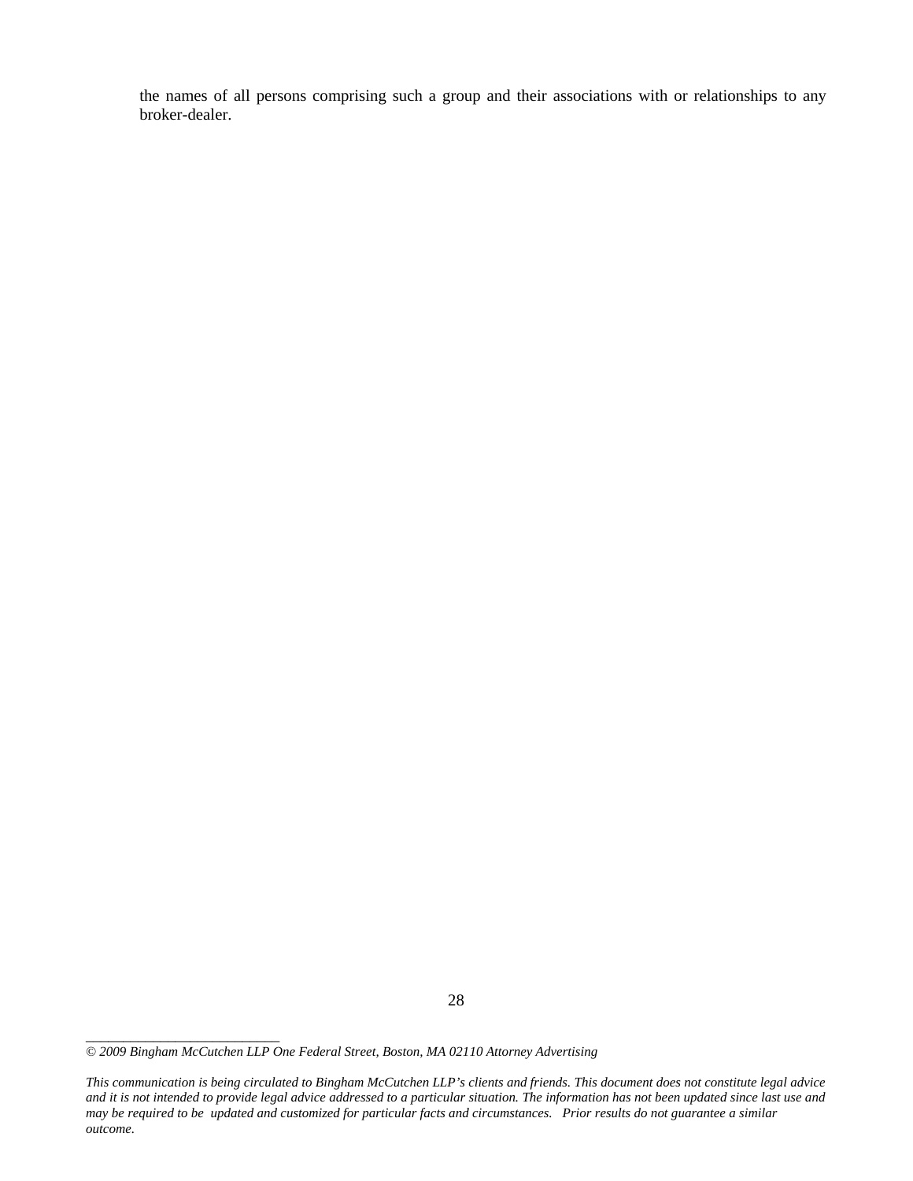the names of all persons comprising such a group and their associations with or relationships to any broker-dealer.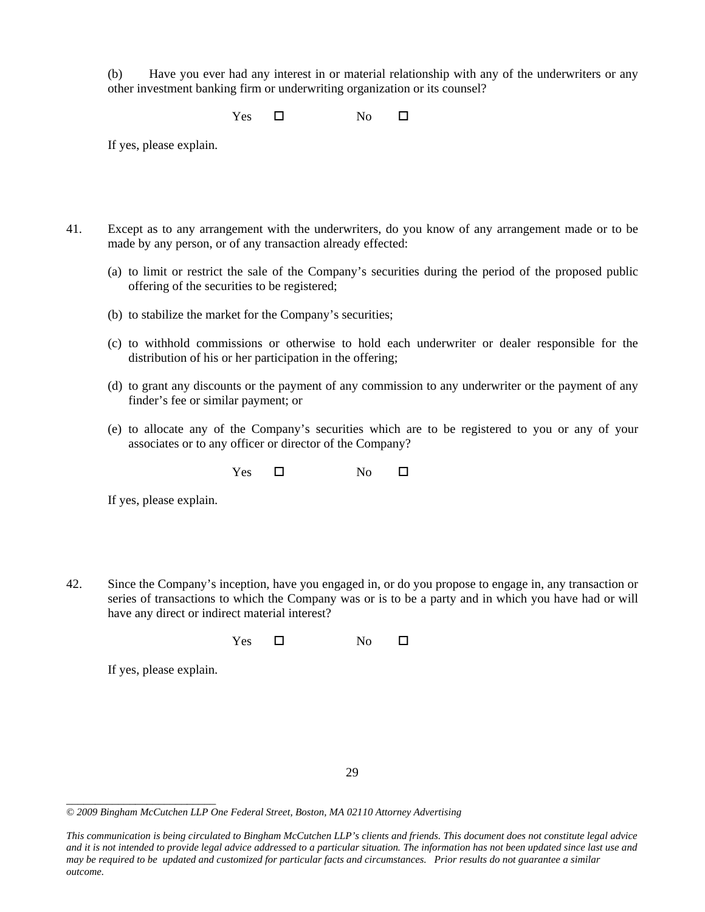(b) Have you ever had any interest in or material relationship with any of the underwriters or any other investment banking firm or underwriting organization or its counsel?

Yes ☐ No ☐

If yes, please explain.

41. Except as to any arrangement with the underwriters, do you know of any arrangement made or to be made by any person, or of any transaction already effected:

(a) to limit or restrict the sale of the Company's securities during the period of the proposed public offering of the securities to be registered;

(b) to stabilize the market for the Company's securities;

(c) to withhold commissions or otherwise to hold each underwriter or dealer responsible for the distribution of his or her participation in the offering;

(d) to grant any discounts or the payment of any commission to any underwriter or the payment of any finder's fee or similar payment; or

(e) to allocate any of the Company's securities which are to be registered to you or any of your associates or to any officer or director of the Company?

Yes ☐ No ☐

If yes, please explain.

42. Since the Company's inception, have you engaged in, or do you propose to engage in, any transaction or series of transactions to which the Company was or is to be a party and in which you have had or will have any direct or indirect material interest?

Yes ☐ No ☐

If yes, please explain.

*© 2009 Bingham McCutchen LLP One Federal Street, Boston, MA 02110 Attorney Advertising*

*This communication is being circulated to Bingham McCutchen LLP's clients and friends. This document does not constitute legal advice and it is not intended to provide legal advice addressed to a particular situation. The information has not been updated since last use and may be required to be updated and customized for particular facts and circumstances. Prior results do not guarantee a similar outcome.*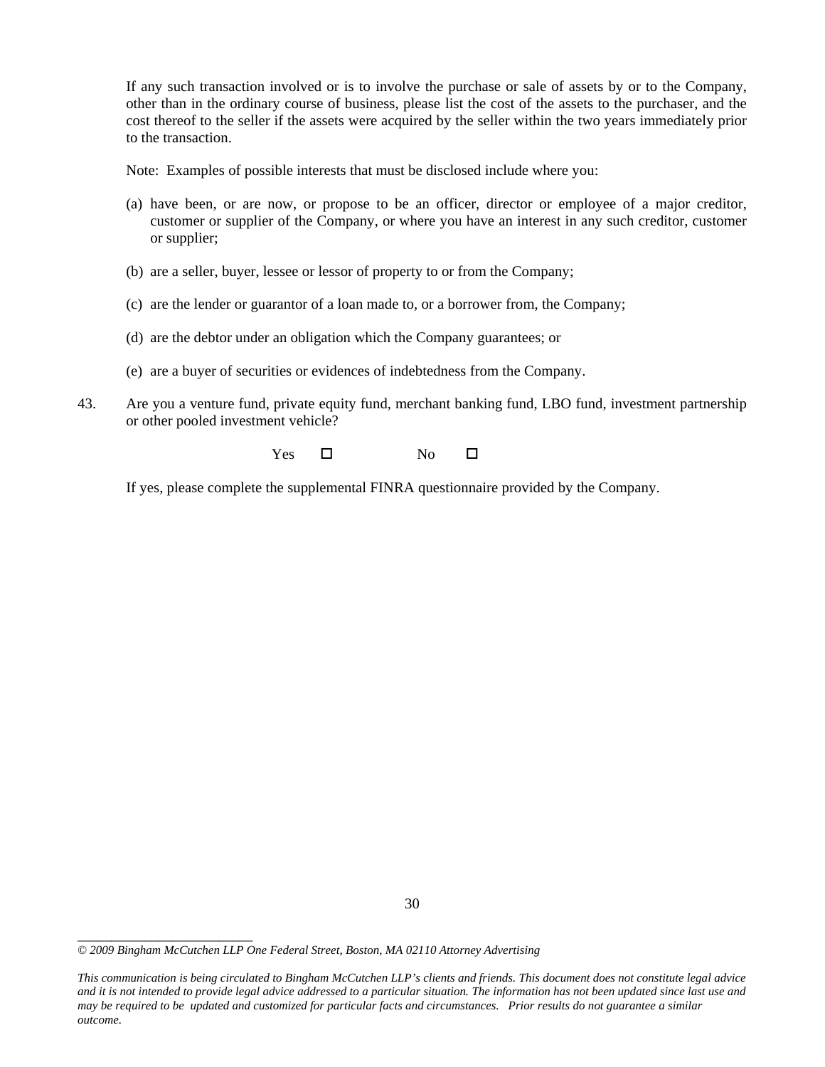If any such transaction involved or is to involve the purchase or sale of assets by or to the Company, other than in the ordinary course of business, please list the cost of the assets to the purchaser, and the cost thereof to the seller if the assets were acquired by the seller within the two years immediately prior to the transaction.

Note: Examples of possible interests that must be disclosed include where you:

(a) have been, or are now, or propose to be an officer, director or employee of a major creditor, customer or supplier of the Company, or where you have an interest in any such creditor, customer or supplier;

(b) are a seller, buyer, lessee or lessor of property to or from the Company;

(c) are the lender or guarantor of a loan made to, or a borrower from, the Company;

(d) are the debtor under an obligation which the Company guarantees; or

(e) are a buyer of securities or evidences of indebtedness from the Company.

43. Are you a venture fund, private equity fund, merchant banking fund, LBO fund, investment partnership or other pooled investment vehicle?

Yes ☐ No ☐

If yes, please complete the supplemental FINRA questionnaire provided by the Company.

*© 2009 Bingham McCutchen LLP One Federal Street, Boston, MA 02110 Attorney Advertising*

*This communication is being circulated to Bingham McCutchen LLP's clients and friends. This document does not constitute legal advice and it is not intended to provide legal advice addressed to a particular situation. The information has not been updated since last use and may be required to be updated and customized for particular facts and circumstances. Prior results do not guarantee a similar outcome.*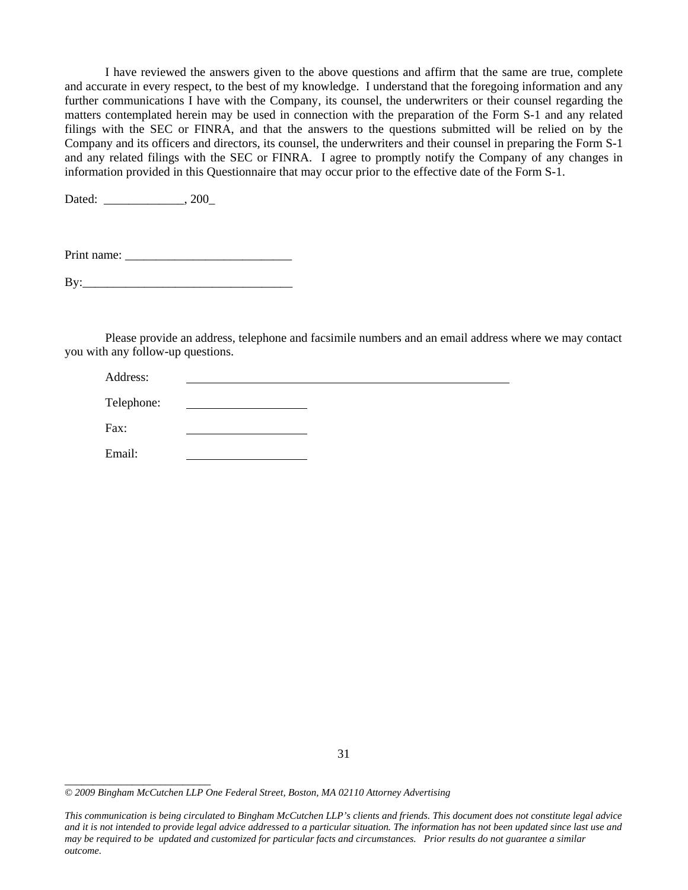I have reviewed the answers given to the above questions and affirm that the same are true, complete and accurate in every respect, to the best of my knowledge. I understand that the foregoing information and any further communications I have with the Company, its counsel, the underwriters or their counsel regarding the matters contemplated herein may be used in connection with the preparation of the Form S-1 and any related filings with the SEC or FINRA, and that the answers to the questions submitted will be relied on by the Company and its officers and directors, its counsel, the underwriters and their counsel in preparing the Form S-1 and any related filings with the SEC or FINRA. I agree to promptly notify the Company of any changes in information provided in this Questionnaire that may occur prior to the effective date of the Form S-1.

Dated: _____________, 200_

Print name: ___________________________

By:__________________________________

Please provide an address, telephone and facsimile numbers and an email address where we may contact you with any follow-up questions.

Address: ________________________________________________

Telephone: ____________________

Fax: ____________________

Email: ____________________

_____________________________

*© 2009 Bingham McCutchen LLP One Federal Street, Boston, MA 02110 Attorney Advertising*

*This communication is being circulated to Bingham McCutchen LLP's clients and friends. This document does not constitute legal advice and it is not intended to provide legal advice addressed to a particular situation. The information has not been updated since last use and may be required to be updated and customized for particular facts and circumstances. Prior results do not guarantee a similar outcome.*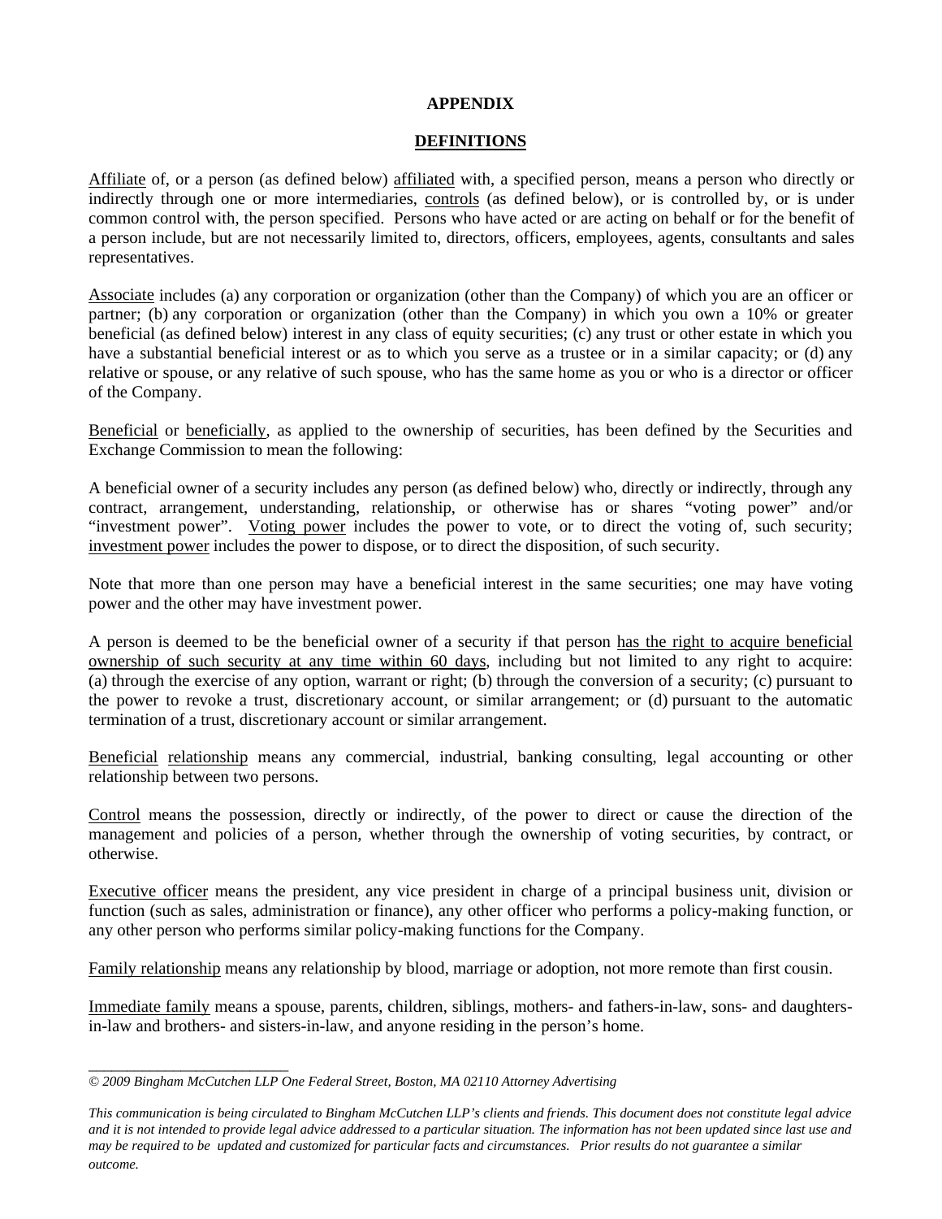# APPENDIX

## DEFINITIONS

<u>Affiliate</u> of, or a person (as defined below) <u>affiliated</u> with, a specified person, means a person who directly or indirectly through one or more intermediaries, <u>controls</u> (as defined below), or is controlled by, or is under common control with, the person specified. Persons who have acted or are acting on behalf or for the benefit of a person include, but are not necessarily limited to, directors, officers, employees, agents, consultants and sales representatives.

<u>Associate</u> includes (a) any corporation or organization (other than the Company) of which you are an officer or partner; (b) any corporation or organization (other than the Company) in which you own a 10% or greater beneficial (as defined below) interest in any class of equity securities; (c) any trust or other estate in which you have a substantial beneficial interest or as to which you serve as a trustee or in a similar capacity; or (d) any relative or spouse, or any relative of such spouse, who has the same home as you or who is a director or officer of the Company.

<u>Beneficial</u> or <u>beneficially</u>, as applied to the ownership of securities, has been defined by the Securities and Exchange Commission to mean the following:

A beneficial owner of a security includes any person (as defined below) who, directly or indirectly, through any contract, arrangement, understanding, relationship, or otherwise has or shares "voting power" and/or "investment power". <u>Voting power</u> includes the power to vote, or to direct the voting of, such security; <u>investment power</u> includes the power to dispose, or to direct the disposition, of such security.

Note that more than one person may have a beneficial interest in the same securities; one may have voting power and the other may have investment power.

A person is deemed to be the beneficial owner of a security if that person <u>has the right to acquire beneficial ownership of such security at any time within 60 days</u>, including but not limited to any right to acquire: (a) through the exercise of any option, warrant or right; (b) through the conversion of a security; (c) pursuant to the power to revoke a trust, discretionary account, or similar arrangement; or (d) pursuant to the automatic termination of a trust, discretionary account or similar arrangement.

<u>Beneficial</u> <u>relationship</u> means any commercial, industrial, banking consulting, legal accounting or other relationship between two persons.

<u>Control</u> means the possession, directly or indirectly, of the power to direct or cause the direction of the management and policies of a person, whether through the ownership of voting securities, by contract, or otherwise.

<u>Executive officer</u> means the president, any vice president in charge of a principal business unit, division or function (such as sales, administration or finance), any other officer who performs a policy-making function, or any other person who performs similar policy-making functions for the Company.

<u>Family relationship</u> means any relationship by blood, marriage or adoption, not more remote than first cousin.

<u>Immediate family</u> means a spouse, parents, children, siblings, mothers- and fathers-in-law, sons- and daughters-in-law and brothers- and sisters-in-law, and anyone residing in the person's home.

*© 2009 Bingham McCutchen LLP One Federal Street, Boston, MA 02110 Attorney Advertising*

*This communication is being circulated to Bingham McCutchen LLP's clients and friends. This document does not constitute legal advice and it is not intended to provide legal advice addressed to a particular situation. The information has not been updated since last use and may be required to be updated and customized for particular facts and circumstances. Prior results do not guarantee a similar outcome.*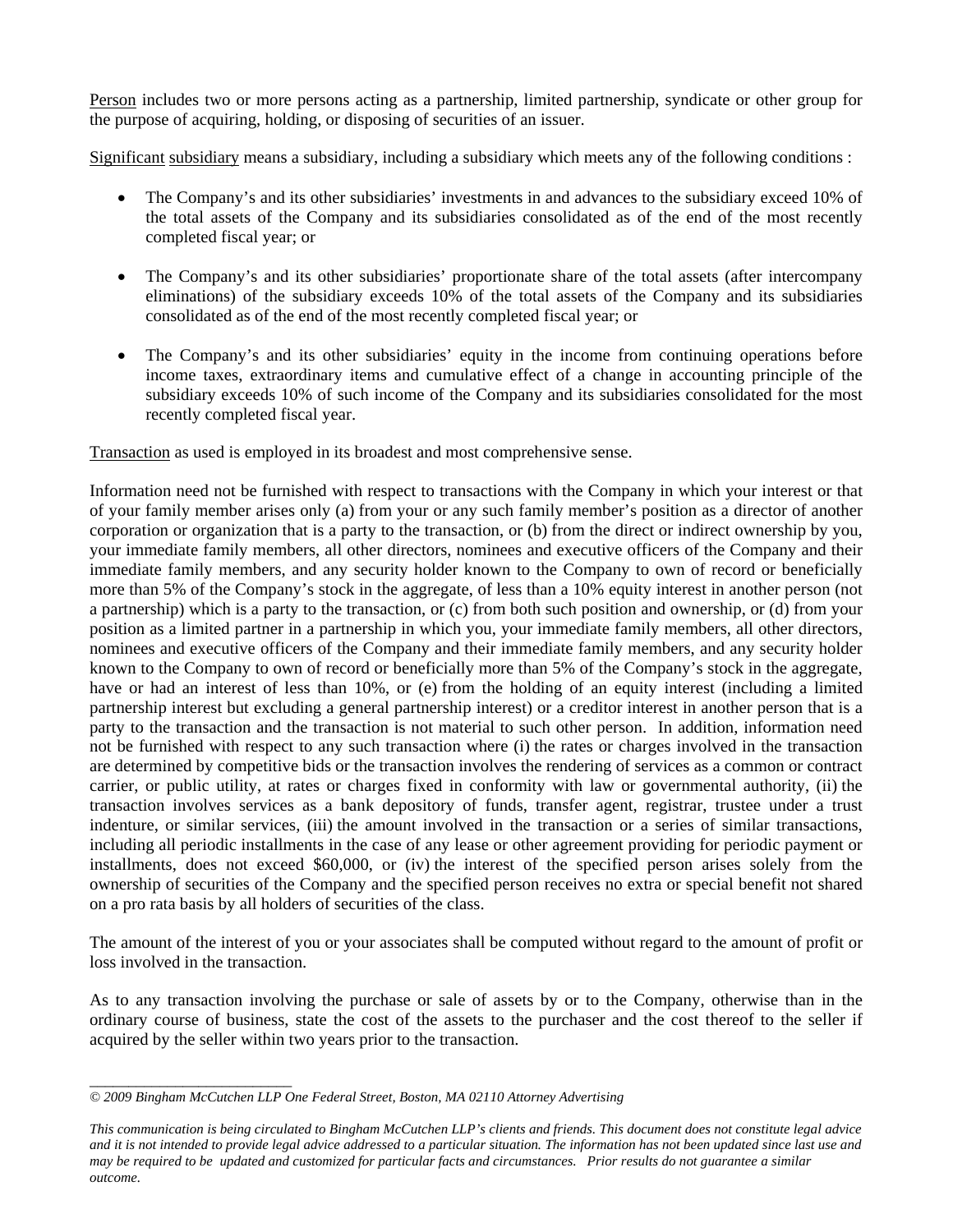Person includes two or more persons acting as a partnership, limited partnership, syndicate or other group for the purpose of acquiring, holding, or disposing of securities of an issuer.

Significant subsidiary means a subsidiary, including a subsidiary which meets any of the following conditions :

- The Company's and its other subsidiaries' investments in and advances to the subsidiary exceed 10% of the total assets of the Company and its subsidiaries consolidated as of the end of the most recently completed fiscal year; or
- The Company's and its other subsidiaries' proportionate share of the total assets (after intercompany eliminations) of the subsidiary exceeds 10% of the total assets of the Company and its subsidiaries consolidated as of the end of the most recently completed fiscal year; or
- The Company's and its other subsidiaries' equity in the income from continuing operations before income taxes, extraordinary items and cumulative effect of a change in accounting principle of the subsidiary exceeds 10% of such income of the Company and its subsidiaries consolidated for the most recently completed fiscal year.

Transaction as used is employed in its broadest and most comprehensive sense.

Information need not be furnished with respect to transactions with the Company in which your interest or that of your family member arises only (a) from your or any such family member's position as a director of another corporation or organization that is a party to the transaction, or (b) from the direct or indirect ownership by you, your immediate family members, all other directors, nominees and executive officers of the Company and their immediate family members, and any security holder known to the Company to own of record or beneficially more than 5% of the Company's stock in the aggregate, of less than a 10% equity interest in another person (not a partnership) which is a party to the transaction, or (c) from both such position and ownership, or (d) from your position as a limited partner in a partnership in which you, your immediate family members, all other directors, nominees and executive officers of the Company and their immediate family members, and any security holder known to the Company to own of record or beneficially more than 5% of the Company's stock in the aggregate, have or had an interest of less than 10%, or (e) from the holding of an equity interest (including a limited partnership interest but excluding a general partnership interest) or a creditor interest in another person that is a party to the transaction and the transaction is not material to such other person. In addition, information need not be furnished with respect to any such transaction where (i) the rates or charges involved in the transaction are determined by competitive bids or the transaction involves the rendering of services as a common or contract carrier, or public utility, at rates or charges fixed in conformity with law or governmental authority, (ii) the transaction involves services as a bank depository of funds, transfer agent, registrar, trustee under a trust indenture, or similar services, (iii) the amount involved in the transaction or a series of similar transactions, including all periodic installments in the case of any lease or other agreement providing for periodic payment or installments, does not exceed $60,000, or (iv) the interest of the specified person arises solely from the ownership of securities of the Company and the specified person receives no extra or special benefit not shared on a pro rata basis by all holders of securities of the class.

The amount of the interest of you or your associates shall be computed without regard to the amount of profit or loss involved in the transaction.

As to any transaction involving the purchase or sale of assets by or to the Company, otherwise than in the ordinary course of business, state the cost of the assets to the purchaser and the cost thereof to the seller if acquired by the seller within two years prior to the transaction.

*© 2009 Bingham McCutchen LLP One Federal Street, Boston, MA 02110 Attorney Advertising*

*This communication is being circulated to Bingham McCutchen LLP's clients and friends. This document does not constitute legal advice and it is not intended to provide legal advice addressed to a particular situation. The information has not been updated since last use and may be required to be updated and customized for particular facts and circumstances. Prior results do not guarantee a similar outcome.*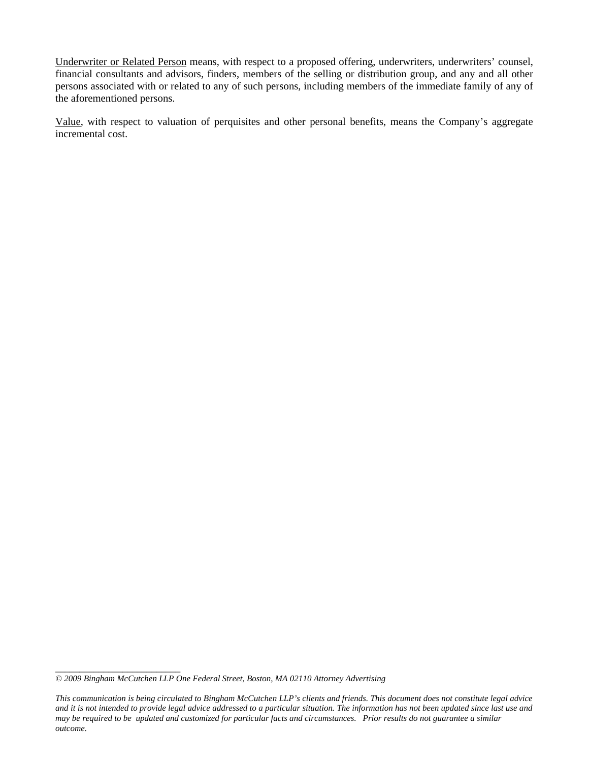<u>Underwriter or Related Person</u> means, with respect to a proposed offering, underwriters, underwriters' counsel, financial consultants and advisors, finders, members of the selling or distribution group, and any and all other persons associated with or related to any of such persons, including members of the immediate family of any of the aforementioned persons.

<u>Value</u>, with respect to valuation of perquisites and other personal benefits, means the Company's aggregate incremental cost.

---

*© 2009 Bingham McCutchen LLP One Federal Street, Boston, MA 02110 Attorney Advertising*

*This communication is being circulated to Bingham McCutchen LLP's clients and friends. This document does not constitute legal advice and it is not intended to provide legal advice addressed to a particular situation. The information has not been updated since last use and may be required to be updated and customized for particular facts and circumstances. Prior results do not guarantee a similar outcome.*